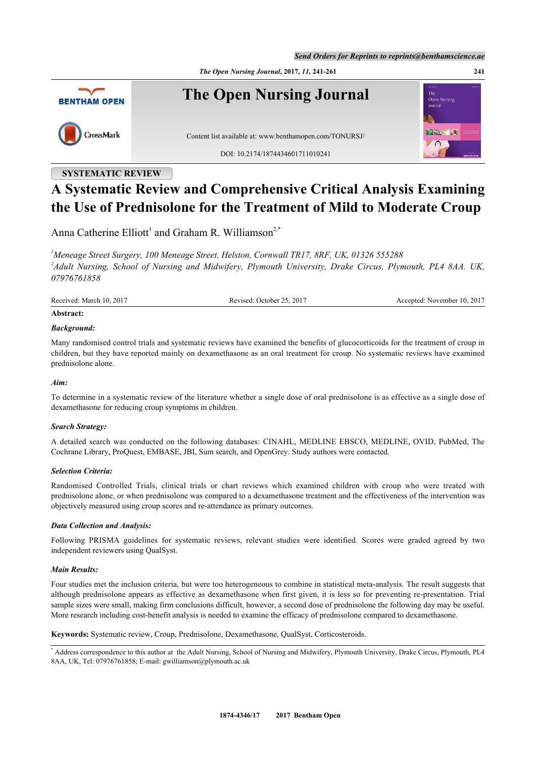SYSTEMATIC REVIEW

# A Systematic Review and Comprehensive Critical Analysis Examining the Use of Prednisolone for the Treatment of Mild to Moderate Croup

Anna Catherine Elliott[1] and Graham R. Williamson[2,*]

[1]*Meneage Street Surgery, 100 Meneage Street, Helston, Cornwall TR17, 8RF, UK, 01326 555288*
[2]*Adult Nursing, School of Nursing and Midwifery, Plymouth University, Drake Circus, Plymouth, PL4 8AA. UK, 07976761858*

Received: March 10, 2017 | Revised: October 25, 2017 | Accepted: November 10, 2017

## Abstract:

### *Background:*

Many randomised control trials and systematic reviews have examined the benefits of glucocorticoids for the treatment of croup in children, but they have reported mainly on dexamethasone as an oral treatment for croup. No systematic reviews have examined prednisolone alone.

### *Aim:*

To determine in a systematic review of the literature whether a single dose of oral prednisolone is as effective as a single dose of dexamethasone for reducing croup symptoms in children.

### *Search Strategy:*

A detailed search was conducted on the following databases: CINAHL, MEDLINE EBSCO, MEDLINE, OVID, PubMed, The Cochrane Library, ProQuest, EMBASE, JBI, Sum search, and OpenGrey. Study authors were contacted.

### *Selection Criteria:*

Randomised Controlled Trials, clinical trials or chart reviews which examined children with croup who were treated with prednisolone alone, or when prednisolone was compared to a dexamethasone treatment and the effectiveness of the intervention was objectively measured using croup scores and re-attendance as primary outcomes.

### *Data Collection and Analysis:*

Following PRISMA guidelines for systematic reviews, relevant studies were identified. Scores were graded agreed by two independent reviewers using QualSyst.

### *Main Results:*

Four studies met the inclusion criteria, but were too heterogeneous to combine in statistical meta-analysis. The result suggests that although prednisolone appears as effective as dexamethasone when first given, it is less so for preventing re-presentation. Trial sample sizes were small, making firm conclusions difficult, however, a second dose of prednisolone the following day may be useful. More research including cost-benefit analysis is needed to examine the efficacy of prednisolone compared to dexamethasone.

**Keywords:** Systematic review, Croup, Prednisolone, Dexamethasone, QualSyst, Corticosteroids.

* Address correspondence to this author at the Adult Nursing, School of Nursing and Midwifery, Plymouth University, Drake Circus, Plymouth, PL4 8AA, UK, Tel: 07976761858; E-mail: gwilliamson@plymouth.ac.uk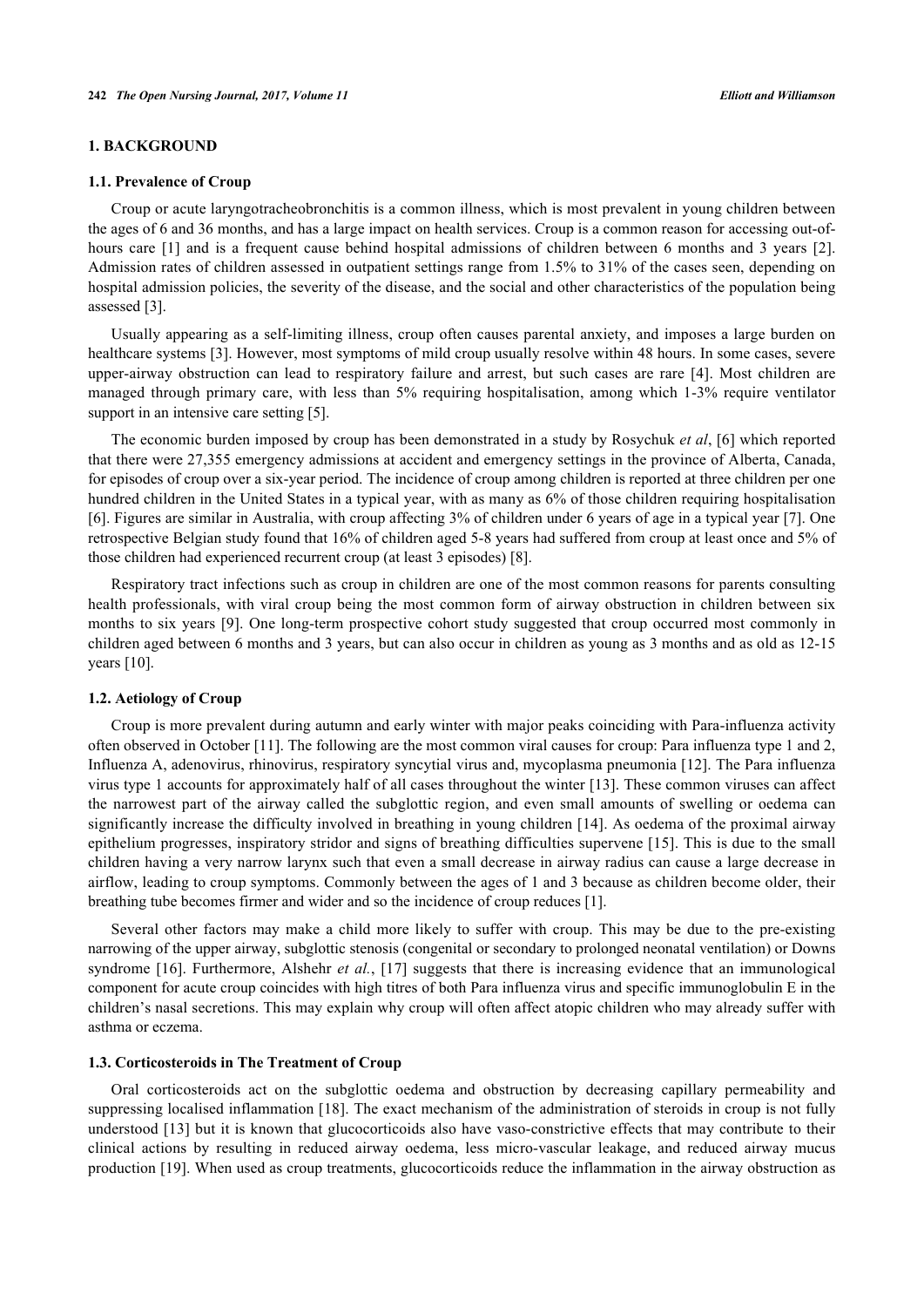## 1. BACKGROUND

### 1.1. Prevalence of Croup

Croup or acute laryngotracheobronchitis is a common illness, which is most prevalent in young children between the ages of 6 and 36 months, and has a large impact on health services. Croup is a common reason for accessing out-of-hours care [1] and is a frequent cause behind hospital admissions of children between 6 months and 3 years [2]. Admission rates of children assessed in outpatient settings range from 1.5% to 31% of the cases seen, depending on hospital admission policies, the severity of the disease, and the social and other characteristics of the population being assessed [3].

Usually appearing as a self-limiting illness, croup often causes parental anxiety, and imposes a large burden on healthcare systems [3]. However, most symptoms of mild croup usually resolve within 48 hours. In some cases, severe upper-airway obstruction can lead to respiratory failure and arrest, but such cases are rare [4]. Most children are managed through primary care, with less than 5% requiring hospitalisation, among which 1-3% require ventilator support in an intensive care setting [5].

The economic burden imposed by croup has been demonstrated in a study by Rosychuk *et al*, [6] which reported that there were 27,355 emergency admissions at accident and emergency settings in the province of Alberta, Canada, for episodes of croup over a six-year period. The incidence of croup among children is reported at three children per one hundred children in the United States in a typical year, with as many as 6% of those children requiring hospitalisation [6]. Figures are similar in Australia, with croup affecting 3% of children under 6 years of age in a typical year [7]. One retrospective Belgian study found that 16% of children aged 5-8 years had suffered from croup at least once and 5% of those children had experienced recurrent croup (at least 3 episodes) [8].

Respiratory tract infections such as croup in children are one of the most common reasons for parents consulting health professionals, with viral croup being the most common form of airway obstruction in children between six months to six years [9]. One long-term prospective cohort study suggested that croup occurred most commonly in children aged between 6 months and 3 years, but can also occur in children as young as 3 months and as old as 12-15 years [10].

### 1.2. Aetiology of Croup

Croup is more prevalent during autumn and early winter with major peaks coinciding with Para-influenza activity often observed in October [11]. The following are the most common viral causes for croup: Para influenza type 1 and 2, Influenza A, adenovirus, rhinovirus, respiratory syncytial virus and, mycoplasma pneumonia [12]. The Para influenza virus type 1 accounts for approximately half of all cases throughout the winter [13]. These common viruses can affect the narrowest part of the airway called the subglottic region, and even small amounts of swelling or oedema can significantly increase the difficulty involved in breathing in young children [14]. As oedema of the proximal airway epithelium progresses, inspiratory stridor and signs of breathing difficulties supervene [15]. This is due to the small children having a very narrow larynx such that even a small decrease in airway radius can cause a large decrease in airflow, leading to croup symptoms. Commonly between the ages of 1 and 3 because as children become older, their breathing tube becomes firmer and wider and so the incidence of croup reduces [1].

Several other factors may make a child more likely to suffer with croup. This may be due to the pre-existing narrowing of the upper airway, subglottic stenosis (congenital or secondary to prolonged neonatal ventilation) or Downs syndrome [16]. Furthermore, Alshehr *et al.*, [17] suggests that there is increasing evidence that an immunological component for acute croup coincides with high titres of both Para influenza virus and specific immunoglobulin E in the children's nasal secretions. This may explain why croup will often affect atopic children who may already suffer with asthma or eczema.

### 1.3. Corticosteroids in The Treatment of Croup

Oral corticosteroids act on the subglottic oedema and obstruction by decreasing capillary permeability and suppressing localised inflammation [18]. The exact mechanism of the administration of steroids in croup is not fully understood [13] but it is known that glucocorticoids also have vaso-constrictive effects that may contribute to their clinical actions by resulting in reduced airway oedema, less micro-vascular leakage, and reduced airway mucus production [19]. When used as croup treatments, glucocorticoids reduce the inflammation in the airway obstruction as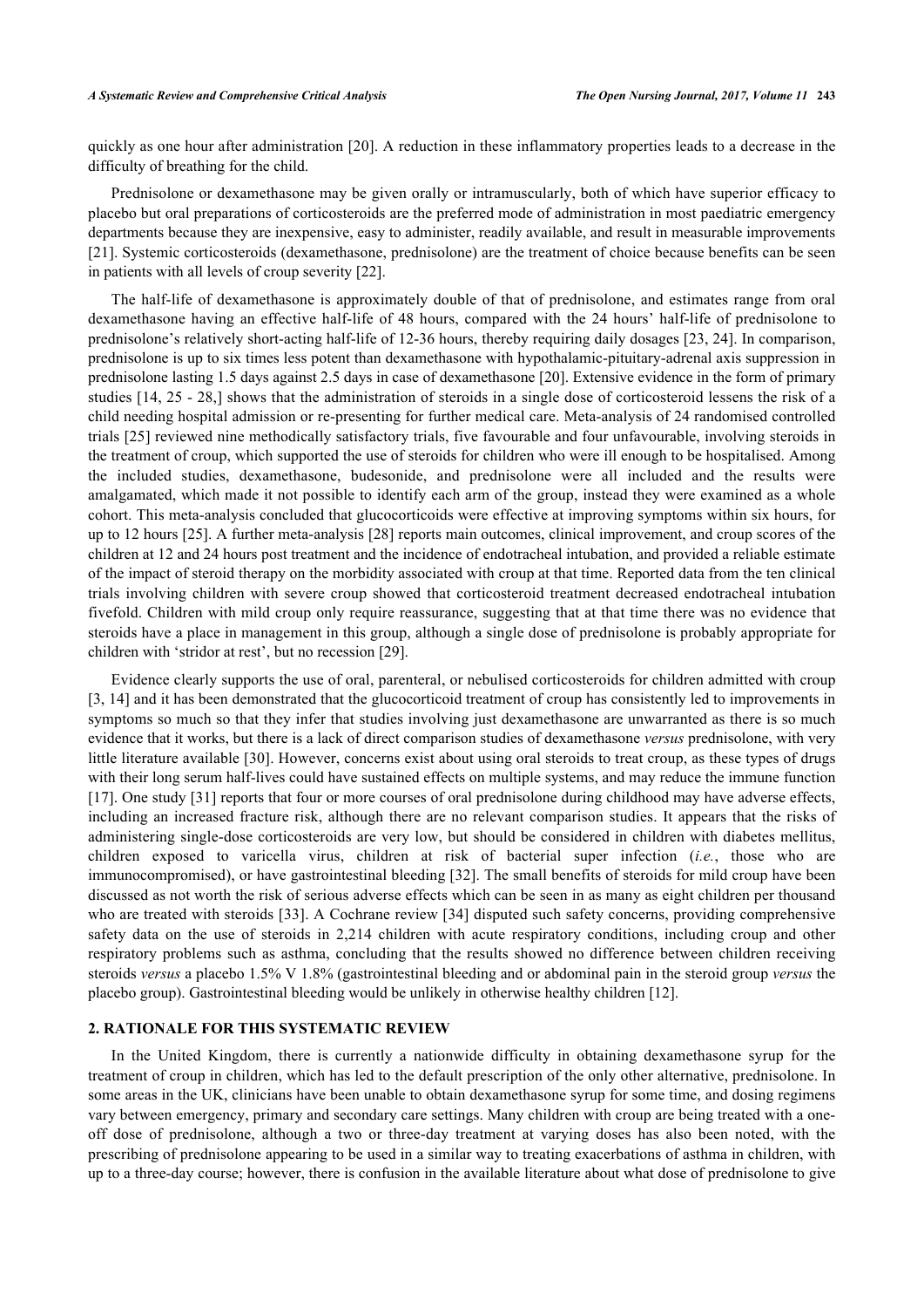quickly as one hour after administration [20]. A reduction in these inflammatory properties leads to a decrease in the difficulty of breathing for the child.

Prednisolone or dexamethasone may be given orally or intramuscularly, both of which have superior efficacy to placebo but oral preparations of corticosteroids are the preferred mode of administration in most paediatric emergency departments because they are inexpensive, easy to administer, readily available, and result in measurable improvements [21]. Systemic corticosteroids (dexamethasone, prednisolone) are the treatment of choice because benefits can be seen in patients with all levels of croup severity [22].

The half-life of dexamethasone is approximately double of that of prednisolone, and estimates range from oral dexamethasone having an effective half-life of 48 hours, compared with the 24 hours' half-life of prednisolone to prednisolone's relatively short-acting half-life of 12-36 hours, thereby requiring daily dosages [23, 24]. In comparison, prednisolone is up to six times less potent than dexamethasone with hypothalamic-pituitary-adrenal axis suppression in prednisolone lasting 1.5 days against 2.5 days in case of dexamethasone [20]. Extensive evidence in the form of primary studies [14, 25 - 28,] shows that the administration of steroids in a single dose of corticosteroid lessens the risk of a child needing hospital admission or re-presenting for further medical care. Meta-analysis of 24 randomised controlled trials [25] reviewed nine methodically satisfactory trials, five favourable and four unfavourable, involving steroids in the treatment of croup, which supported the use of steroids for children who were ill enough to be hospitalised. Among the included studies, dexamethasone, budesonide, and prednisolone were all included and the results were amalgamated, which made it not possible to identify each arm of the group, instead they were examined as a whole cohort. This meta-analysis concluded that glucocorticoids were effective at improving symptoms within six hours, for up to 12 hours [25]. A further meta-analysis [28] reports main outcomes, clinical improvement, and croup scores of the children at 12 and 24 hours post treatment and the incidence of endotracheal intubation, and provided a reliable estimate of the impact of steroid therapy on the morbidity associated with croup at that time. Reported data from the ten clinical trials involving children with severe croup showed that corticosteroid treatment decreased endotracheal intubation fivefold. Children with mild croup only require reassurance, suggesting that at that time there was no evidence that steroids have a place in management in this group, although a single dose of prednisolone is probably appropriate for children with 'stridor at rest', but no recession [29].

Evidence clearly supports the use of oral, parenteral, or nebulised corticosteroids for children admitted with croup [3, 14] and it has been demonstrated that the glucocorticoid treatment of croup has consistently led to improvements in symptoms so much so that they infer that studies involving just dexamethasone are unwarranted as there is so much evidence that it works, but there is a lack of direct comparison studies of dexamethasone *versus* prednisolone, with very little literature available [30]. However, concerns exist about using oral steroids to treat croup, as these types of drugs with their long serum half-lives could have sustained effects on multiple systems, and may reduce the immune function [17]. One study [31] reports that four or more courses of oral prednisolone during childhood may have adverse effects, including an increased fracture risk, although there are no relevant comparison studies. It appears that the risks of administering single-dose corticosteroids are very low, but should be considered in children with diabetes mellitus, children exposed to varicella virus, children at risk of bacterial super infection (*i.e.*, those who are immunocompromised), or have gastrointestinal bleeding [32]. The small benefits of steroids for mild croup have been discussed as not worth the risk of serious adverse effects which can be seen in as many as eight children per thousand who are treated with steroids [33]. A Cochrane review [34] disputed such safety concerns, providing comprehensive safety data on the use of steroids in 2,214 children with acute respiratory conditions, including croup and other respiratory problems such as asthma, concluding that the results showed no difference between children receiving steroids *versus* a placebo 1.5% V 1.8% (gastrointestinal bleeding and or abdominal pain in the steroid group *versus* the placebo group). Gastrointestinal bleeding would be unlikely in otherwise healthy children [12].

## 2. RATIONALE FOR THIS SYSTEMATIC REVIEW

In the United Kingdom, there is currently a nationwide difficulty in obtaining dexamethasone syrup for the treatment of croup in children, which has led to the default prescription of the only other alternative, prednisolone. In some areas in the UK, clinicians have been unable to obtain dexamethasone syrup for some time, and dosing regimens vary between emergency, primary and secondary care settings. Many children with croup are being treated with a one-off dose of prednisolone, although a two or three-day treatment at varying doses has also been noted, with the prescribing of prednisolone appearing to be used in a similar way to treating exacerbations of asthma in children, with up to a three-day course; however, there is confusion in the available literature about what dose of prednisolone to give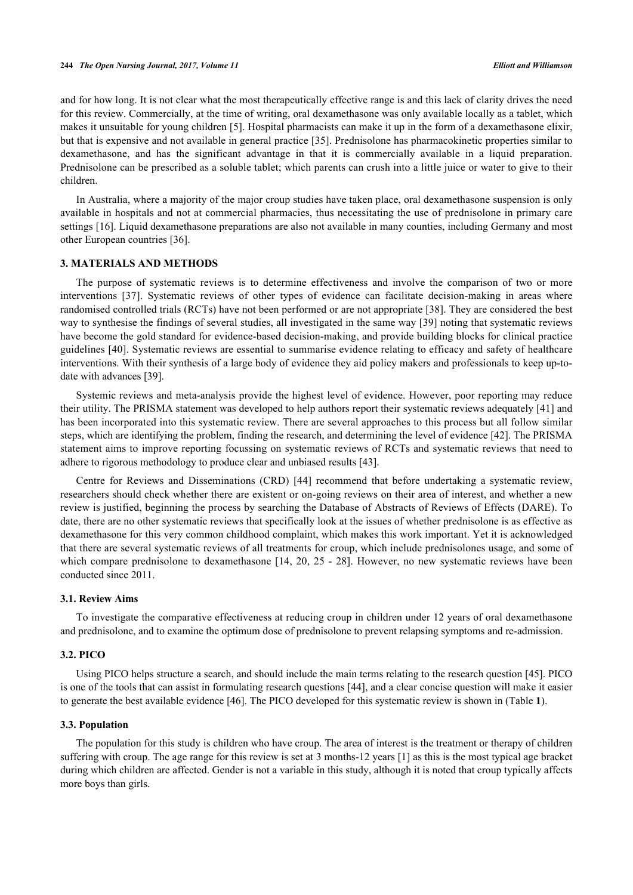and for how long. It is not clear what the most therapeutically effective range is and this lack of clarity drives the need for this review. Commercially, at the time of writing, oral dexamethasone was only available locally as a tablet, which makes it unsuitable for young children [5]. Hospital pharmacists can make it up in the form of a dexamethasone elixir, but that is expensive and not available in general practice [35]. Prednisolone has pharmacokinetic properties similar to dexamethasone, and has the significant advantage in that it is commercially available in a liquid preparation. Prednisolone can be prescribed as a soluble tablet; which parents can crush into a little juice or water to give to their children.

In Australia, where a majority of the major croup studies have taken place, oral dexamethasone suspension is only available in hospitals and not at commercial pharmacies, thus necessitating the use of prednisolone in primary care settings [16]. Liquid dexamethasone preparations are also not available in many counties, including Germany and most other European countries [36].

## 3. MATERIALS AND METHODS

The purpose of systematic reviews is to determine effectiveness and involve the comparison of two or more interventions [37]. Systematic reviews of other types of evidence can facilitate decision-making in areas where randomised controlled trials (RCTs) have not been performed or are not appropriate [38]. They are considered the best way to synthesise the findings of several studies, all investigated in the same way [39] noting that systematic reviews have become the gold standard for evidence-based decision-making, and provide building blocks for clinical practice guidelines [40]. Systematic reviews are essential to summarise evidence relating to efficacy and safety of healthcare interventions. With their synthesis of a large body of evidence they aid policy makers and professionals to keep up-to-date with advances [39].

Systemic reviews and meta-analysis provide the highest level of evidence. However, poor reporting may reduce their utility. The PRISMA statement was developed to help authors report their systematic reviews adequately [41] and has been incorporated into this systematic review. There are several approaches to this process but all follow similar steps, which are identifying the problem, finding the research, and determining the level of evidence [42]. The PRISMA statement aims to improve reporting focussing on systematic reviews of RCTs and systematic reviews that need to adhere to rigorous methodology to produce clear and unbiased results [43].

Centre for Reviews and Disseminations (CRD) [44] recommend that before undertaking a systematic review, researchers should check whether there are existent or on-going reviews on their area of interest, and whether a new review is justified, beginning the process by searching the Database of Abstracts of Reviews of Effects (DARE). To date, there are no other systematic reviews that specifically look at the issues of whether prednisolone is as effective as dexamethasone for this very common childhood complaint, which makes this work important. Yet it is acknowledged that there are several systematic reviews of all treatments for croup, which include prednisolones usage, and some of which compare prednisolone to dexamethasone [14, 20, 25 - 28]. However, no new systematic reviews have been conducted since 2011.

### 3.1. Review Aims

To investigate the comparative effectiveness at reducing croup in children under 12 years of oral dexamethasone and prednisolone, and to examine the optimum dose of prednisolone to prevent relapsing symptoms and re-admission.

### 3.2. PICO

Using PICO helps structure a search, and should include the main terms relating to the research question [45]. PICO is one of the tools that can assist in formulating research questions [44], and a clear concise question will make it easier to generate the best available evidence [46]. The PICO developed for this systematic review is shown in (Table **1**).

### 3.3. Population

The population for this study is children who have croup. The area of interest is the treatment or therapy of children suffering with croup. The age range for this review is set at 3 months-12 years [1] as this is the most typical age bracket during which children are affected. Gender is not a variable in this study, although it is noted that croup typically affects more boys than girls.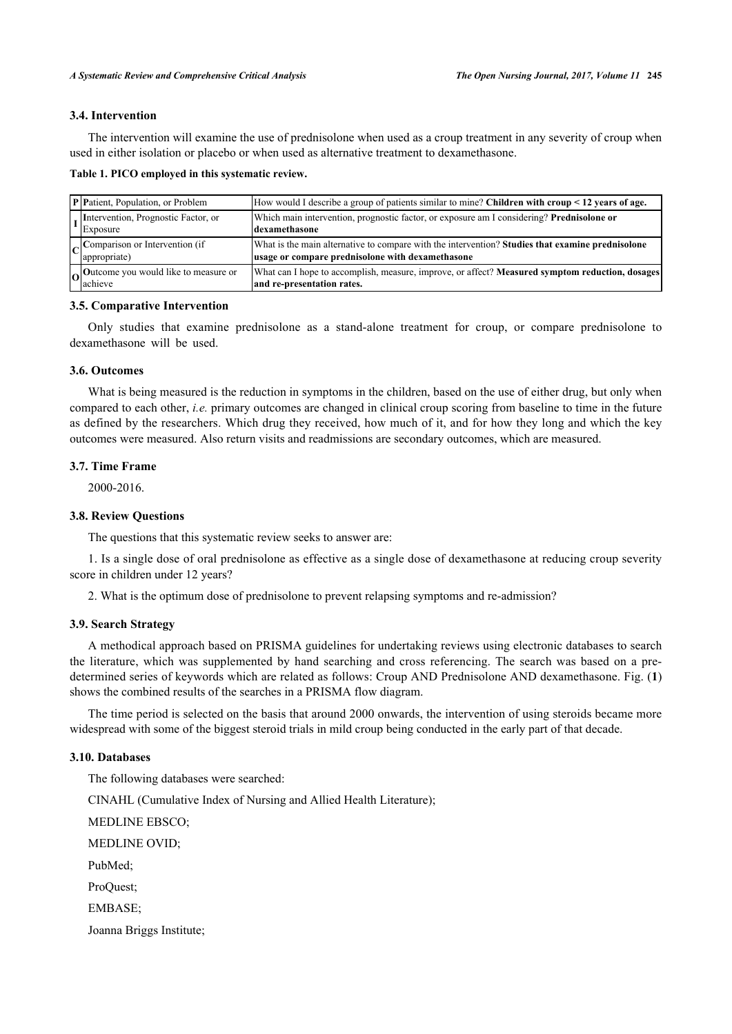### 3.4. Intervention

The intervention will examine the use of prednisolone when used as a croup treatment in any severity of croup when used in either isolation or placebo or when used as alternative treatment to dexamethasone.

**Table 1. PICO employed in this systematic review.**

| | | |
|---|---|---|
| **P** | **P**atient, Population, or Problem | How would I describe a group of patients similar to mine? **Children with croup < 12 years of age.** |
| **I** | **I**ntervention, Prognostic Factor, or Exposure | Which main intervention, prognostic factor, or exposure am I considering? **Prednisolone or dexamethasone** |
| **C** | **C**omparison or Intervention (if appropriate) | What is the main alternative to compare with the intervention? **Studies that examine prednisolone usage or compare prednisolone with dexamethasone** |
| **O** | **O**utcome you would like to measure or achieve | What can I hope to accomplish, measure, improve, or affect? **Measured symptom reduction, dosages and re-presentation rates.** |

### 3.5. Comparative Intervention

Only studies that examine prednisolone as a stand-alone treatment for croup, or compare prednisolone to dexamethasone will be used.

### 3.6. Outcomes

What is being measured is the reduction in symptoms in the children, based on the use of either drug, but only when compared to each other, *i.e.* primary outcomes are changed in clinical croup scoring from baseline to time in the future as defined by the researchers. Which drug they received, how much of it, and for how they long and which the key outcomes were measured. Also return visits and readmissions are secondary outcomes, which are measured.

### 3.7. Time Frame

2000-2016.

### 3.8. Review Questions

The questions that this systematic review seeks to answer are:

1. Is a single dose of oral prednisolone as effective as a single dose of dexamethasone at reducing croup severity score in children under 12 years?

2. What is the optimum dose of prednisolone to prevent relapsing symptoms and re-admission?

### 3.9. Search Strategy

A methodical approach based on PRISMA guidelines for undertaking reviews using electronic databases to search the literature, which was supplemented by hand searching and cross referencing. The search was based on a pre-determined series of keywords which are related as follows: Croup AND Prednisolone AND dexamethasone. Fig. (**1**) shows the combined results of the searches in a PRISMA flow diagram.

The time period is selected on the basis that around 2000 onwards, the intervention of using steroids became more widespread with some of the biggest steroid trials in mild croup being conducted in the early part of that decade.

### 3.10. Databases

The following databases were searched:

CINAHL (Cumulative Index of Nursing and Allied Health Literature);

MEDLINE EBSCO;

MEDLINE OVID;

PubMed;

ProQuest;

EMBASE;

Joanna Briggs Institute;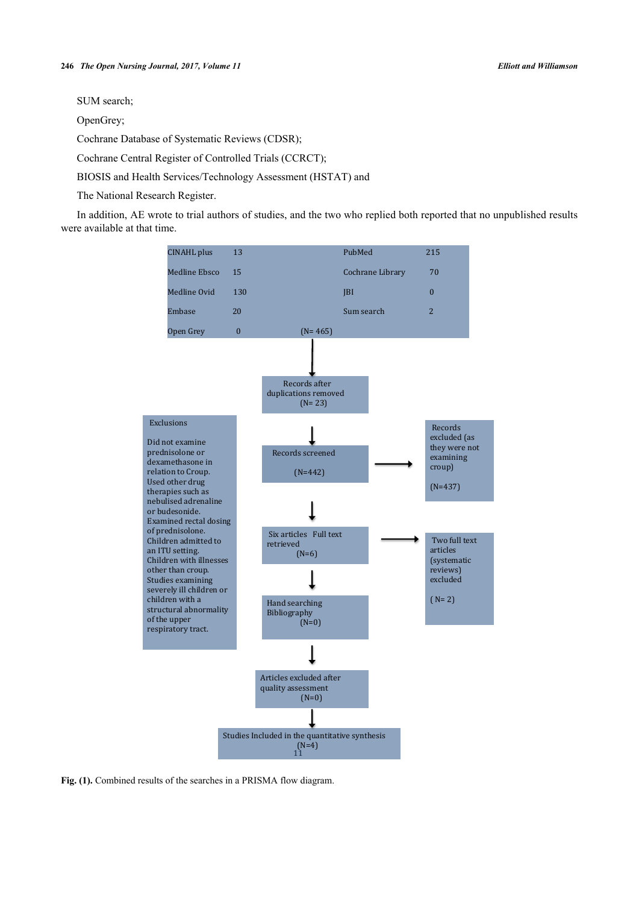SUM search;

OpenGrey;

Cochrane Database of Systematic Reviews (CDSR);

Cochrane Central Register of Controlled Trials (CCRCT);

BIOSIS and Health Services/Technology Assessment (HSTAT) and

The National Research Register.

In addition, AE wrote to trial authors of studies, and the two who replied both reported that no unpublished results were available at that time.

| | | | |
|---|---|---|---|
| CINAHL plus | 13 | PubMed | 215 |
| Medline Ebsco | 15 | Cochrane Library | 70 |
| Medline Ovid | 130 | JBI | 0 |
| Embase | 20 | Sum search | 2 |
| Open Grey | 0 | (N= 465) | |

↓

Records after duplications removed (N= 23)

↓

Records screened (N=442) → Records excluded (as they were not examining croup) (N=437)

↓

Six articles Full text retrieved (N=6) → Two full text articles (systematic reviews) excluded ( N= 2)

↓

Hand searching Bibliography (N=0)

↓

Articles excluded after quality assessment (N=0)

↓

Studies Included in the quantitative synthesis (N=4)

Exclusions

Did not examine prednisolone or dexamethasone in relation to Croup.
Used other drug therapies such as nebulised adrenaline or budesonide.
Examined rectal dosing of prednisolone.
Children admitted to an ITU setting.
Children with illnesses other than croup.
Studies examining severely ill children or children with a structural abnormality of the upper respiratory tract.

**Fig. (1).** Combined results of the searches in a PRISMA flow diagram.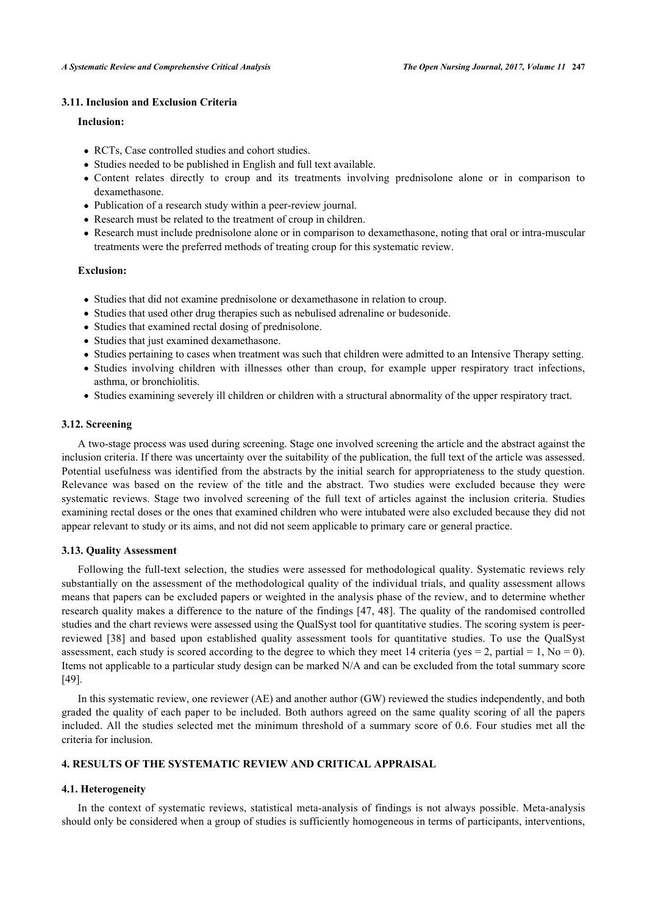### 3.11. Inclusion and Exclusion Criteria

**Inclusion:**

- RCTs, Case controlled studies and cohort studies.
- Studies needed to be published in English and full text available.
- Content relates directly to croup and its treatments involving prednisolone alone or in comparison to dexamethasone.
- Publication of a research study within a peer-review journal.
- Research must be related to the treatment of croup in children.
- Research must include prednisolone alone or in comparison to dexamethasone, noting that oral or intra-muscular treatments were the preferred methods of treating croup for this systematic review.

**Exclusion:**

- Studies that did not examine prednisolone or dexamethasone in relation to croup.
- Studies that used other drug therapies such as nebulised adrenaline or budesonide.
- Studies that examined rectal dosing of prednisolone.
- Studies that just examined dexamethasone.
- Studies pertaining to cases when treatment was such that children were admitted to an Intensive Therapy setting.
- Studies involving children with illnesses other than croup, for example upper respiratory tract infections, asthma, or bronchiolitis.
- Studies examining severely ill children or children with a structural abnormality of the upper respiratory tract.

### 3.12. Screening

A two-stage process was used during screening. Stage one involved screening the article and the abstract against the inclusion criteria. If there was uncertainty over the suitability of the publication, the full text of the article was assessed. Potential usefulness was identified from the abstracts by the initial search for appropriateness to the study question. Relevance was based on the review of the title and the abstract. Two studies were excluded because they were systematic reviews. Stage two involved screening of the full text of articles against the inclusion criteria. Studies examining rectal doses or the ones that examined children who were intubated were also excluded because they did not appear relevant to study or its aims, and not did not seem applicable to primary care or general practice.

### 3.13. Quality Assessment

Following the full-text selection, the studies were assessed for methodological quality. Systematic reviews rely substantially on the assessment of the methodological quality of the individual trials, and quality assessment allows means that papers can be excluded papers or weighted in the analysis phase of the review, and to determine whether research quality makes a difference to the nature of the findings [47, 48]. The quality of the randomised controlled studies and the chart reviews were assessed using the QualSyst tool for quantitative studies. The scoring system is peer-reviewed [38] and based upon established quality assessment tools for quantitative studies. To use the QualSyst assessment, each study is scored according to the degree to which they meet 14 criteria (yes = 2, partial = 1, No = 0). Items not applicable to a particular study design can be marked N/A and can be excluded from the total summary score [49].

In this systematic review, one reviewer (AE) and another author (GW) reviewed the studies independently, and both graded the quality of each paper to be included. Both authors agreed on the same quality scoring of all the papers included. All the studies selected met the minimum threshold of a summary score of 0.6. Four studies met all the criteria for inclusion.

## 4. RESULTS OF THE SYSTEMATIC REVIEW AND CRITICAL APPRAISAL

### 4.1. Heterogeneity

In the context of systematic reviews, statistical meta-analysis of findings is not always possible. Meta-analysis should only be considered when a group of studies is sufficiently homogeneous in terms of participants, interventions,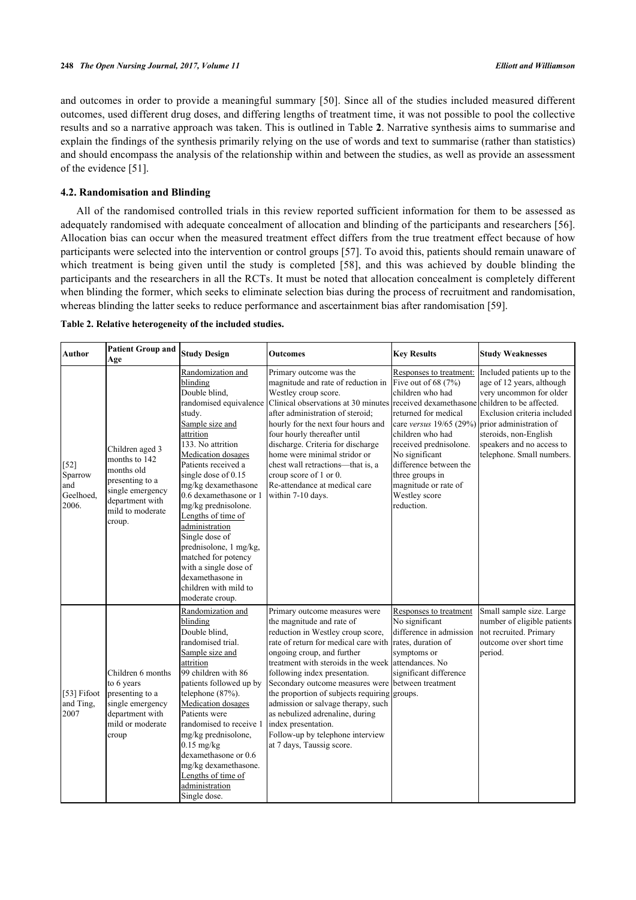and outcomes in order to provide a meaningful summary [50]. Since all of the studies included measured different outcomes, used different drug doses, and differing lengths of treatment time, it was not possible to pool the collective results and so a narrative approach was taken. This is outlined in Table **2**. Narrative synthesis aims to summarise and explain the findings of the synthesis primarily relying on the use of words and text to summarise (rather than statistics) and should encompass the analysis of the relationship within and between the studies, as well as provide an assessment of the evidence [51].

### 4.2. Randomisation and Blinding

All of the randomised controlled trials in this review reported sufficient information for them to be assessed as adequately randomised with adequate concealment of allocation and blinding of the participants and researchers [56]. Allocation bias can occur when the measured treatment effect differs from the true treatment effect because of how participants were selected into the intervention or control groups [57]. To avoid this, patients should remain unaware of which treatment is being given until the study is completed [58], and this was achieved by double blinding the participants and the researchers in all the RCTs. It must be noted that allocation concealment is completely different when blinding the former, which seeks to eliminate selection bias during the process of recruitment and randomisation, whereas blinding the latter seeks to reduce performance and ascertainment bias after randomisation [59].

**Table 2. Relative heterogeneity of the included studies.**

| Author | Patient Group and Age | Study Design | Outcomes | Key Results | Study Weaknesses |
|---|---|---|---|---|---|
| [52] Sparrow and Geelhoed, 2006. | Children aged 3 months to 142 months old presenting to a single emergency department with mild to moderate croup. | Randomization and blinding<br>Double blind, randomised equivalence study.<br>Sample size and attrition<br>133. No attrition<br>Medication dosages<br>Patients received a single dose of 0.15 mg/kg dexamethasone 0.6 dexamethasone or 1 mg/kg prednisolone.<br>Lengths of time of administration<br>Single dose of prednisolone, 1 mg/kg, matched for potency with a single dose of dexamethasone in children with mild to moderate croup. | Primary outcome was the magnitude and rate of reduction in Westley croup score.<br>Clinical observations at 30 minutes after administration of steroid; hourly for the next four hours and four hourly thereafter until discharge. Criteria for discharge home were minimal stridor or chest wall retractions—that is, a croup score of 1 or 0.<br>Re-attendance at medical care within 7-10 days. | Responses to treatment:<br>Five out of 68 (7%) children who had received dexamethasone returned for medical care *versus* 19/65 (29%) children who had received prednisolone. No significant difference between the three groups in magnitude or rate of Westley score reduction. | Included patients up to the age of 12 years, although very uncommon for older children to be affected. Exclusion criteria included prior administration of steroids, non-English speakers and no access to telephone. Small numbers. |
| [53] Fifoot and Ting, 2007 | Children 6 months to 6 years presenting to a single emergency department with mild or moderate croup | Randomization and blinding<br>Double blind, randomised trial.<br>Sample size and attrition<br>99 children with 86 patients followed up by telephone (87%).<br>Medication dosages<br>Patients were randomised to receive 1 mg/kg prednisolone, 0.15 mg/kg dexamethasone or 0.6 mg/kg dexamethasone.<br>Lengths of time of administration<br>Single dose. | Primary outcome measures were the magnitude and rate of reduction in Westley croup score, rate of return for medical care with ongoing croup, and further treatment with steroids in the week following index presentation.<br>Secondary outcome measures were the proportion of subjects requiring admission or salvage therapy, such as nebulized adrenaline, during index presentation.<br>Follow-up by telephone interview at 7 days, Taussig score. | Responses to treatment<br>No significant difference in admission rates, duration of symptoms or attendances. No significant difference between treatment groups. | Small sample size. Large number of eligible patients not recruited. Primary outcome over short time period. |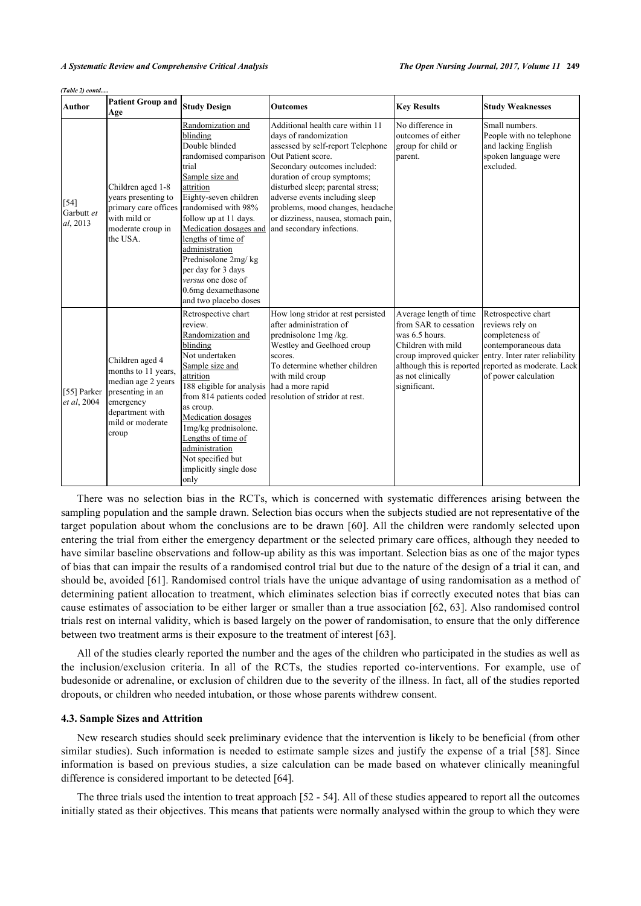*(Table 2) contd.....*

| Author | Patient Group and Age | Study Design | Outcomes | Key Results | Study Weaknesses |
|---|---|---|---|---|---|
| [54] Garbutt *et al*, 2013 | Children aged 1-8 years presenting to primary care offices with mild or moderate croup in the USA. | Randomization and blinding<br>Double blinded randomised comparison trial<br>Sample size and attrition<br>Eighty-seven children randomised with 98% follow up at 11 days.<br>Medication dosages and lengths of time of administration<br>Prednisolone 2mg/ kg per day for 3 days *versus* one dose of 0.6mg dexamethasone and two placebo doses | Additional health care within 11 days of randomization assessed by self-report Telephone Out Patient score.<br>Secondary outcomes included: duration of croup symptoms; disturbed sleep; parental stress; adverse events including sleep problems, mood changes, headache or dizziness, nausea, stomach pain, and secondary infections. | No difference in outcomes of either group for child or parent. | Small numbers.<br>People with no telephone and lacking English spoken language were excluded. |
| [55] Parker *et al*, 2004 | Children aged 4 months to 11 years, median age 2 years presenting in an emergency department with mild or moderate croup | Retrospective chart review.<br>Randomization and blinding<br>Not undertaken<br>Sample size and attrition<br>188 eligible for analysis from 814 patients coded as croup.<br>Medication dosages<br>1mg/kg prednisolone.<br>Lengths of time of administration<br>Not specified but implicitly single dose only | How long stridor at rest persisted after administration of prednisolone 1mg /kg.<br>Westley and Geelhoed croup scores.<br>To determine whether children with mild croup had a more rapid resolution of stridor at rest. | Average length of time from SAR to cessation was 6.5 hours.<br>Children with mild croup improved quicker although this is reported as not clinically significant. | Retrospective chart reviews rely on completeness of contemporaneous data entry. Inter rater reliability reported as moderate. Lack of power calculation |

There was no selection bias in the RCTs, which is concerned with systematic differences arising between the sampling population and the sample drawn. Selection bias occurs when the subjects studied are not representative of the target population about whom the conclusions are to be drawn [60]. All the children were randomly selected upon entering the trial from either the emergency department or the selected primary care offices, although they needed to have similar baseline observations and follow-up ability as this was important. Selection bias as one of the major types of bias that can impair the results of a randomised control trial but due to the nature of the design of a trial it can, and should be, avoided [61]. Randomised control trials have the unique advantage of using randomisation as a method of determining patient allocation to treatment, which eliminates selection bias if correctly executed notes that bias can cause estimates of association to be either larger or smaller than a true association [62, 63]. Also randomised control trials rest on internal validity, which is based largely on the power of randomisation, to ensure that the only difference between two treatment arms is their exposure to the treatment of interest [63].

All of the studies clearly reported the number and the ages of the children who participated in the studies as well as the inclusion/exclusion criteria. In all of the RCTs, the studies reported co-interventions. For example, use of budesonide or adrenaline, or exclusion of children due to the severity of the illness. In fact, all of the studies reported dropouts, or children who needed intubation, or those whose parents withdrew consent.

### 4.3. Sample Sizes and Attrition

New research studies should seek preliminary evidence that the intervention is likely to be beneficial (from other similar studies). Such information is needed to estimate sample sizes and justify the expense of a trial [58]. Since information is based on previous studies, a size calculation can be made based on whatever clinically meaningful difference is considered important to be detected [64].

The three trials used the intention to treat approach [52 - 54]. All of these studies appeared to report all the outcomes initially stated as their objectives. This means that patients were normally analysed within the group to which they were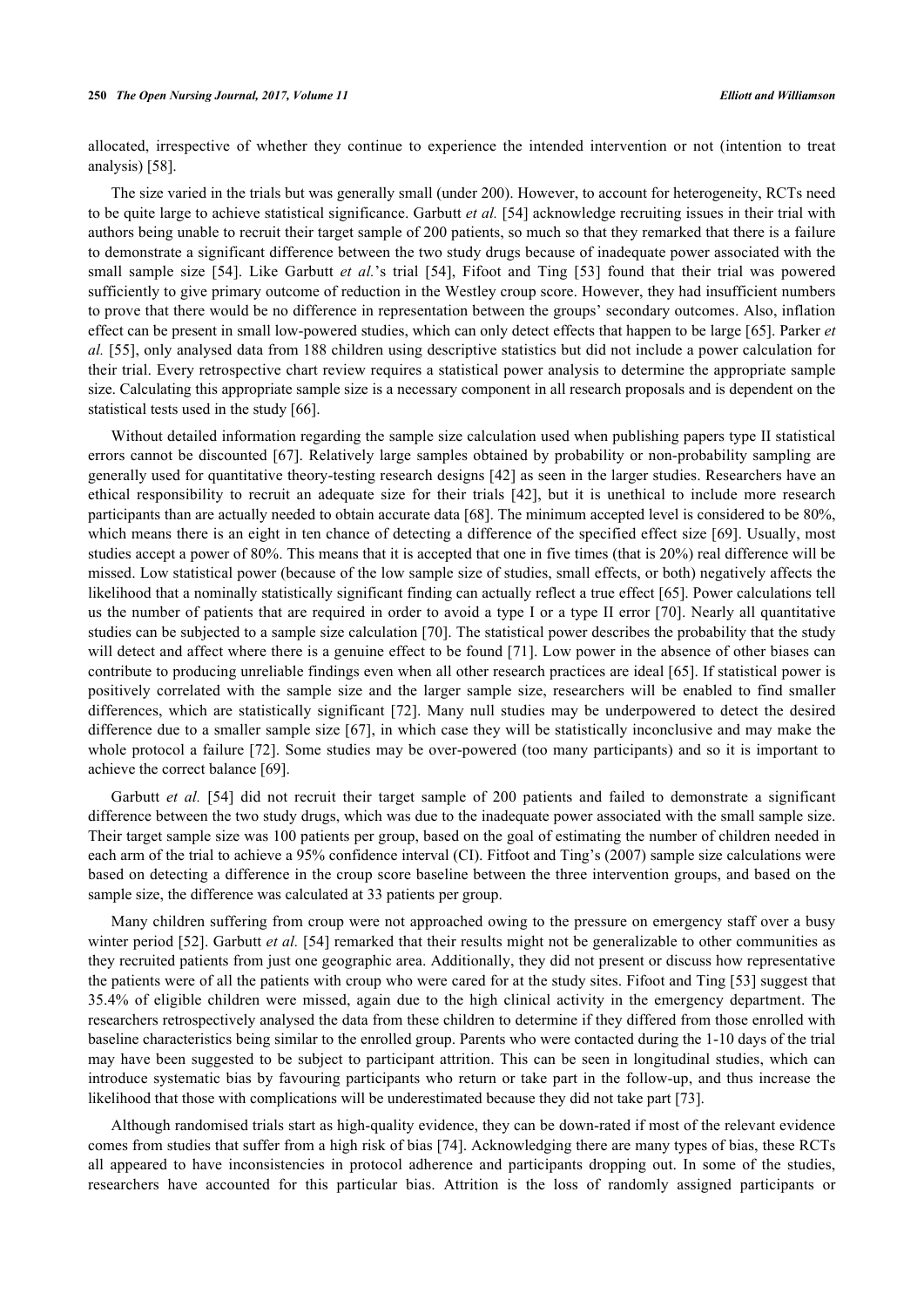allocated, irrespective of whether they continue to experience the intended intervention or not (intention to treat analysis) [58].

The size varied in the trials but was generally small (under 200). However, to account for heterogeneity, RCTs need to be quite large to achieve statistical significance. Garbutt *et al.* [54] acknowledge recruiting issues in their trial with authors being unable to recruit their target sample of 200 patients, so much so that they remarked that there is a failure to demonstrate a significant difference between the two study drugs because of inadequate power associated with the small sample size [54]. Like Garbutt *et al.*'s trial [54], Fifoot and Ting [53] found that their trial was powered sufficiently to give primary outcome of reduction in the Westley croup score. However, they had insufficient numbers to prove that there would be no difference in representation between the groups' secondary outcomes. Also, inflation effect can be present in small low-powered studies, which can only detect effects that happen to be large [65]. Parker *et al.* [55], only analysed data from 188 children using descriptive statistics but did not include a power calculation for their trial. Every retrospective chart review requires a statistical power analysis to determine the appropriate sample size. Calculating this appropriate sample size is a necessary component in all research proposals and is dependent on the statistical tests used in the study [66].

Without detailed information regarding the sample size calculation used when publishing papers type II statistical errors cannot be discounted [67]. Relatively large samples obtained by probability or non-probability sampling are generally used for quantitative theory-testing research designs [42] as seen in the larger studies. Researchers have an ethical responsibility to recruit an adequate size for their trials [42], but it is unethical to include more research participants than are actually needed to obtain accurate data [68]. The minimum accepted level is considered to be 80%, which means there is an eight in ten chance of detecting a difference of the specified effect size [69]. Usually, most studies accept a power of 80%. This means that it is accepted that one in five times (that is 20%) real difference will be missed. Low statistical power (because of the low sample size of studies, small effects, or both) negatively affects the likelihood that a nominally statistically significant finding can actually reflect a true effect [65]. Power calculations tell us the number of patients that are required in order to avoid a type I or a type II error [70]. Nearly all quantitative studies can be subjected to a sample size calculation [70]. The statistical power describes the probability that the study will detect and affect where there is a genuine effect to be found [71]. Low power in the absence of other biases can contribute to producing unreliable findings even when all other research practices are ideal [65]. If statistical power is positively correlated with the sample size and the larger sample size, researchers will be enabled to find smaller differences, which are statistically significant [72]. Many null studies may be underpowered to detect the desired difference due to a smaller sample size [67], in which case they will be statistically inconclusive and may make the whole protocol a failure [72]. Some studies may be over-powered (too many participants) and so it is important to achieve the correct balance [69].

Garbutt *et al.* [54] did not recruit their target sample of 200 patients and failed to demonstrate a significant difference between the two study drugs, which was due to the inadequate power associated with the small sample size. Their target sample size was 100 patients per group, based on the goal of estimating the number of children needed in each arm of the trial to achieve a 95% confidence interval (CI). Fitfoot and Ting's (2007) sample size calculations were based on detecting a difference in the croup score baseline between the three intervention groups, and based on the sample size, the difference was calculated at 33 patients per group.

Many children suffering from croup were not approached owing to the pressure on emergency staff over a busy winter period [52]. Garbutt *et al.* [54] remarked that their results might not be generalizable to other communities as they recruited patients from just one geographic area. Additionally, they did not present or discuss how representative the patients were of all the patients with croup who were cared for at the study sites. Fifoot and Ting [53] suggest that 35.4% of eligible children were missed, again due to the high clinical activity in the emergency department. The researchers retrospectively analysed the data from these children to determine if they differed from those enrolled with baseline characteristics being similar to the enrolled group. Parents who were contacted during the 1-10 days of the trial may have been suggested to be subject to participant attrition. This can be seen in longitudinal studies, which can introduce systematic bias by favouring participants who return or take part in the follow-up, and thus increase the likelihood that those with complications will be underestimated because they did not take part [73].

Although randomised trials start as high-quality evidence, they can be down-rated if most of the relevant evidence comes from studies that suffer from a high risk of bias [74]. Acknowledging there are many types of bias, these RCTs all appeared to have inconsistencies in protocol adherence and participants dropping out. In some of the studies, researchers have accounted for this particular bias. Attrition is the loss of randomly assigned participants or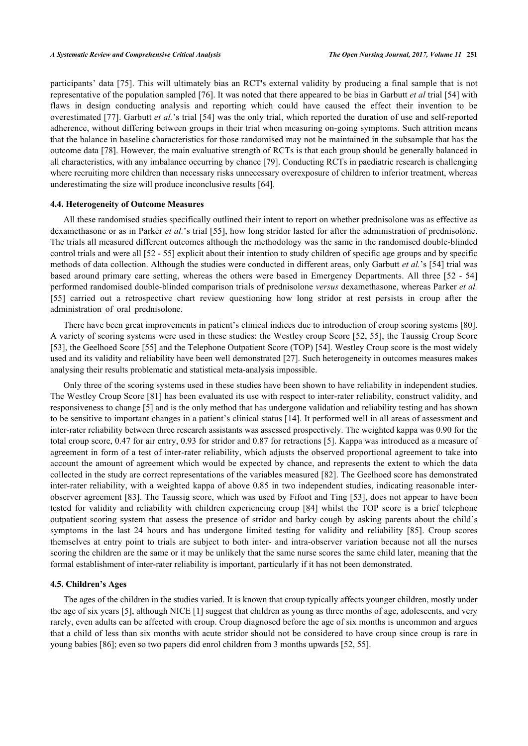participants' data [75]. This will ultimately bias an RCT's external validity by producing a final sample that is not representative of the population sampled [76]. It was noted that there appeared to be bias in Garbutt *et al* trial [54] with flaws in design conducting analysis and reporting which could have caused the effect their invention to be overestimated [77]. Garbutt *et al.*'s trial [54] was the only trial, which reported the duration of use and self-reported adherence, without differing between groups in their trial when measuring on-going symptoms. Such attrition means that the balance in baseline characteristics for those randomised may not be maintained in the subsample that has the outcome data [78]. However, the main evaluative strength of RCTs is that each group should be generally balanced in all characteristics, with any imbalance occurring by chance [79]. Conducting RCTs in paediatric research is challenging where recruiting more children than necessary risks unnecessary overexposure of children to inferior treatment, whereas underestimating the size will produce inconclusive results [64].

### 4.4. Heterogeneity of Outcome Measures

All these randomised studies specifically outlined their intent to report on whether prednisolone was as effective as dexamethasone or as in Parker *et al.*'s trial [55], how long stridor lasted for after the administration of prednisolone. The trials all measured different outcomes although the methodology was the same in the randomised double-blinded control trials and were all [52 - 55] explicit about their intention to study children of specific age groups and by specific methods of data collection. Although the studies were conducted in different areas, only Garbutt *et al.*'s [54] trial was based around primary care setting, whereas the others were based in Emergency Departments. All three [52 - 54] performed randomised double-blinded comparison trials of prednisolone *versus* dexamethasone, whereas Parker *et al.* [55] carried out a retrospective chart review questioning how long stridor at rest persists in croup after the administration of oral prednisolone.

There have been great improvements in patient's clinical indices due to introduction of croup scoring systems [80]. A variety of scoring systems were used in these studies: the Westley croup Score [52, 55], the Taussig Croup Score [53], the Geelhoed Score [55] and the Telephone Outpatient Score (TOP) [54]. Westley Croup score is the most widely used and its validity and reliability have been well demonstrated [27]. Such heterogeneity in outcomes measures makes analysing their results problematic and statistical meta-analysis impossible.

Only three of the scoring systems used in these studies have been shown to have reliability in independent studies. The Westley Croup Score [81] has been evaluated its use with respect to inter-rater reliability, construct validity, and responsiveness to change [5] and is the only method that has undergone validation and reliability testing and has shown to be sensitive to important changes in a patient's clinical status [14]. It performed well in all areas of assessment and inter-rater reliability between three research assistants was assessed prospectively. The weighted kappa was 0.90 for the total croup score, 0.47 for air entry, 0.93 for stridor and 0.87 for retractions [5]. Kappa was introduced as a measure of agreement in form of a test of inter-rater reliability, which adjusts the observed proportional agreement to take into account the amount of agreement which would be expected by chance, and represents the extent to which the data collected in the study are correct representations of the variables measured [82]. The Geelhoed score has demonstrated inter-rater reliability, with a weighted kappa of above 0.85 in two independent studies, indicating reasonable inter-observer agreement [83]. The Taussig score, which was used by Fifoot and Ting [53], does not appear to have been tested for validity and reliability with children experiencing croup [84] whilst the TOP score is a brief telephone outpatient scoring system that assess the presence of stridor and barky cough by asking parents about the child's symptoms in the last 24 hours and has undergone limited testing for validity and reliability [85]. Croup scores themselves at entry point to trials are subject to both inter- and intra-observer variation because not all the nurses scoring the children are the same or it may be unlikely that the same nurse scores the same child later, meaning that the formal establishment of inter-rater reliability is important, particularly if it has not been demonstrated.

### 4.5. Children's Ages

The ages of the children in the studies varied. It is known that croup typically affects younger children, mostly under the age of six years [5], although NICE [1] suggest that children as young as three months of age, adolescents, and very rarely, even adults can be affected with croup. Croup diagnosed before the age of six months is uncommon and argues that a child of less than six months with acute stridor should not be considered to have croup since croup is rare in young babies [86]; even so two papers did enrol children from 3 months upwards [52, 55].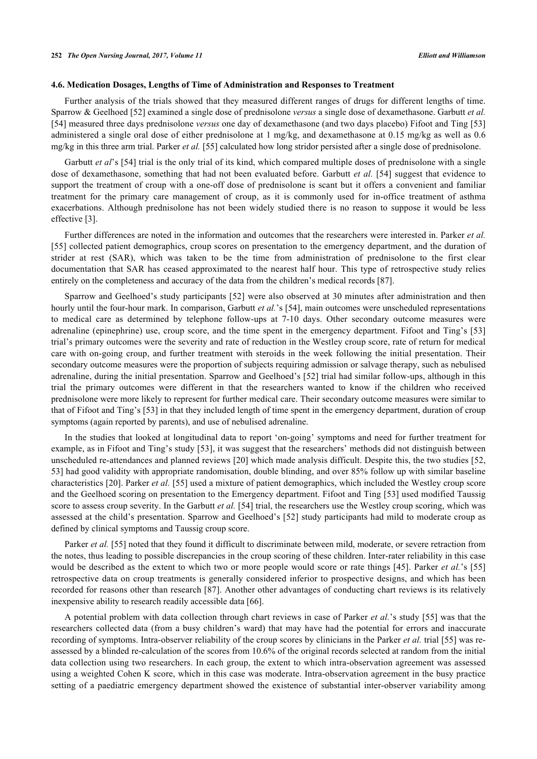### 4.6. Medication Dosages, Lengths of Time of Administration and Responses to Treatment

Further analysis of the trials showed that they measured different ranges of drugs for different lengths of time. Sparrow & Geelhoed [52] examined a single dose of prednisolone *versus* a single dose of dexamethasone. Garbutt *et al.* [54] measured three days prednisolone *versus* one day of dexamethasone (and two days placebo) Fifoot and Ting [53] administered a single oral dose of either prednisolone at 1 mg/kg, and dexamethasone at 0.15 mg/kg as well as 0.6 mg/kg in this three arm trial. Parker *et al.* [55] calculated how long stridor persisted after a single dose of prednisolone.

Garbutt *et al*'s [54] trial is the only trial of its kind, which compared multiple doses of prednisolone with a single dose of dexamethasone, something that had not been evaluated before. Garbutt *et al.* [54] suggest that evidence to support the treatment of croup with a one-off dose of prednisolone is scant but it offers a convenient and familiar treatment for the primary care management of croup, as it is commonly used for in-office treatment of asthma exacerbations. Although prednisolone has not been widely studied there is no reason to suppose it would be less effective [3].

Further differences are noted in the information and outcomes that the researchers were interested in. Parker *et al.* [55] collected patient demographics, croup scores on presentation to the emergency department, and the duration of strider at rest (SAR), which was taken to be the time from administration of prednisolone to the first clear documentation that SAR has ceased approximated to the nearest half hour. This type of retrospective study relies entirely on the completeness and accuracy of the data from the children's medical records [87].

Sparrow and Geelhoed's study participants [52] were also observed at 30 minutes after administration and then hourly until the four-hour mark. In comparison, Garbutt *et al.*'s [54], main outcomes were unscheduled representations to medical care as determined by telephone follow-ups at 7-10 days. Other secondary outcome measures were adrenaline (epinephrine) use, croup score, and the time spent in the emergency department. Fifoot and Ting's [53] trial's primary outcomes were the severity and rate of reduction in the Westley croup score, rate of return for medical care with on-going croup, and further treatment with steroids in the week following the initial presentation. Their secondary outcome measures were the proportion of subjects requiring admission or salvage therapy, such as nebulised adrenaline, during the initial presentation. Sparrow and Geelhoed's [52] trial had similar follow-ups, although in this trial the primary outcomes were different in that the researchers wanted to know if the children who received prednisolone were more likely to represent for further medical care. Their secondary outcome measures were similar to that of Fifoot and Ting's [53] in that they included length of time spent in the emergency department, duration of croup symptoms (again reported by parents), and use of nebulised adrenaline.

In the studies that looked at longitudinal data to report 'on-going' symptoms and need for further treatment for example, as in Fifoot and Ting's study [53], it was suggest that the researchers' methods did not distinguish between unscheduled re-attendances and planned reviews [20] which made analysis difficult. Despite this, the two studies [52, 53] had good validity with appropriate randomisation, double blinding, and over 85% follow up with similar baseline characteristics [20]. Parker *et al.* [55] used a mixture of patient demographics, which included the Westley croup score and the Geelhoed scoring on presentation to the Emergency department. Fifoot and Ting [53] used modified Taussig score to assess croup severity. In the Garbutt *et al.* [54] trial, the researchers use the Westley croup scoring, which was assessed at the child's presentation. Sparrow and Geelhoed's [52] study participants had mild to moderate croup as defined by clinical symptoms and Taussig croup score.

Parker *et al.* [55] noted that they found it difficult to discriminate between mild, moderate, or severe retraction from the notes, thus leading to possible discrepancies in the croup scoring of these children. Inter-rater reliability in this case would be described as the extent to which two or more people would score or rate things [45]. Parker *et al.*'s [55] retrospective data on croup treatments is generally considered inferior to prospective designs, and which has been recorded for reasons other than research [87]. Another other advantages of conducting chart reviews is its relatively inexpensive ability to research readily accessible data [66].

A potential problem with data collection through chart reviews in case of Parker *et al.*'s study [55] was that the researchers collected data (from a busy children's ward) that may have had the potential for errors and inaccurate recording of symptoms. Intra-observer reliability of the croup scores by clinicians in the Parker *et al.* trial [55] was re-assessed by a blinded re-calculation of the scores from 10.6% of the original records selected at random from the initial data collection using two researchers. In each group, the extent to which intra-observation agreement was assessed using a weighted Cohen K score, which in this case was moderate. Intra-observation agreement in the busy practice setting of a paediatric emergency department showed the existence of substantial inter-observer variability among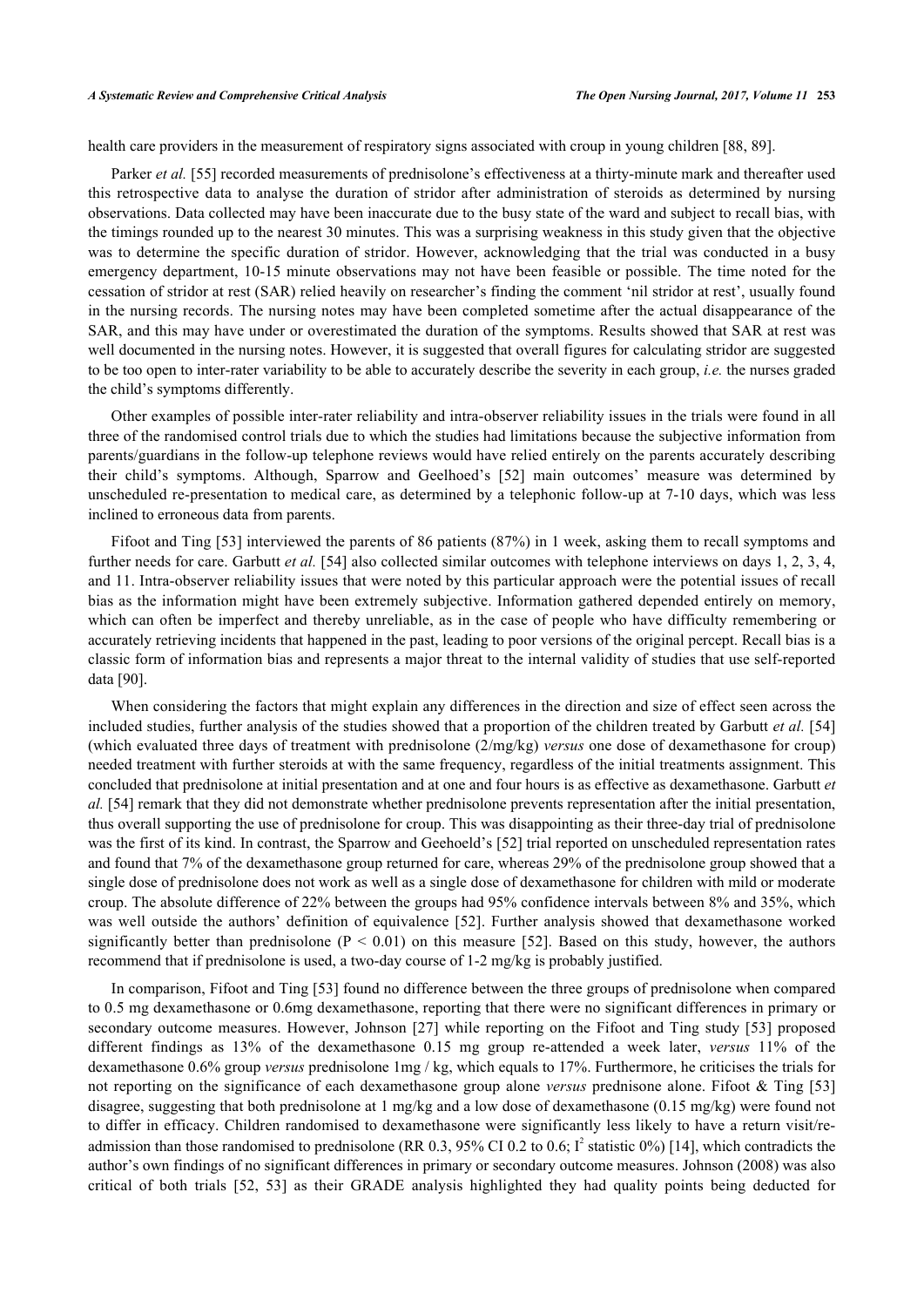health care providers in the measurement of respiratory signs associated with croup in young children [88, 89].

Parker *et al.* [55] recorded measurements of prednisolone's effectiveness at a thirty-minute mark and thereafter used this retrospective data to analyse the duration of stridor after administration of steroids as determined by nursing observations. Data collected may have been inaccurate due to the busy state of the ward and subject to recall bias, with the timings rounded up to the nearest 30 minutes. This was a surprising weakness in this study given that the objective was to determine the specific duration of stridor. However, acknowledging that the trial was conducted in a busy emergency department, 10-15 minute observations may not have been feasible or possible. The time noted for the cessation of stridor at rest (SAR) relied heavily on researcher's finding the comment 'nil stridor at rest', usually found in the nursing records. The nursing notes may have been completed sometime after the actual disappearance of the SAR, and this may have under or overestimated the duration of the symptoms. Results showed that SAR at rest was well documented in the nursing notes. However, it is suggested that overall figures for calculating stridor are suggested to be too open to inter-rater variability to be able to accurately describe the severity in each group, *i.e.* the nurses graded the child's symptoms differently.

Other examples of possible inter-rater reliability and intra-observer reliability issues in the trials were found in all three of the randomised control trials due to which the studies had limitations because the subjective information from parents/guardians in the follow-up telephone reviews would have relied entirely on the parents accurately describing their child's symptoms. Although, Sparrow and Geelhoed's [52] main outcomes' measure was determined by unscheduled re-presentation to medical care, as determined by a telephonic follow-up at 7-10 days, which was less inclined to erroneous data from parents.

Fifoot and Ting [53] interviewed the parents of 86 patients (87%) in 1 week, asking them to recall symptoms and further needs for care. Garbutt *et al.* [54] also collected similar outcomes with telephone interviews on days 1, 2, 3, 4, and 11. Intra-observer reliability issues that were noted by this particular approach were the potential issues of recall bias as the information might have been extremely subjective. Information gathered depended entirely on memory, which can often be imperfect and thereby unreliable, as in the case of people who have difficulty remembering or accurately retrieving incidents that happened in the past, leading to poor versions of the original percept. Recall bias is a classic form of information bias and represents a major threat to the internal validity of studies that use self-reported data [90].

When considering the factors that might explain any differences in the direction and size of effect seen across the included studies, further analysis of the studies showed that a proportion of the children treated by Garbutt *et al.* [54] (which evaluated three days of treatment with prednisolone (2/mg/kg) *versus* one dose of dexamethasone for croup) needed treatment with further steroids at with the same frequency, regardless of the initial treatments assignment. This concluded that prednisolone at initial presentation and at one and four hours is as effective as dexamethasone. Garbutt *et al.* [54] remark that they did not demonstrate whether prednisolone prevents representation after the initial presentation, thus overall supporting the use of prednisolone for croup. This was disappointing as their three-day trial of prednisolone was the first of its kind. In contrast, the Sparrow and Geehoeld's [52] trial reported on unscheduled representation rates and found that 7% of the dexamethasone group returned for care, whereas 29% of the prednisolone group showed that a single dose of prednisolone does not work as well as a single dose of dexamethasone for children with mild or moderate croup. The absolute difference of 22% between the groups had 95% confidence intervals between 8% and 35%, which was well outside the authors' definition of equivalence [52]. Further analysis showed that dexamethasone worked significantly better than prednisolone ($P < 0.01$) on this measure [52]. Based on this study, however, the authors recommend that if prednisolone is used, a two-day course of 1-2 mg/kg is probably justified.

In comparison, Fifoot and Ting [53] found no difference between the three groups of prednisolone when compared to 0.5 mg dexamethasone or 0.6mg dexamethasone, reporting that there were no significant differences in primary or secondary outcome measures. However, Johnson [27] while reporting on the Fifoot and Ting study [53] proposed different findings as 13% of the dexamethasone 0.15 mg group re-attended a week later, *versus* 11% of the dexamethasone 0.6% group *versus* prednisolone 1mg / kg, which equals to 17%. Furthermore, he criticises the trials for not reporting on the significance of each dexamethasone group alone *versus* prednisone alone. Fifoot & Ting [53] disagree, suggesting that both prednisolone at 1 mg/kg and a low dose of dexamethasone (0.15 mg/kg) were found not to differ in efficacy. Children randomised to dexamethasone were significantly less likely to have a return visit/re-admission than those randomised to prednisolone (RR 0.3, 95% CI 0.2 to 0.6; $I^2$ statistic 0%) [14], which contradicts the author's own findings of no significant differences in primary or secondary outcome measures. Johnson (2008) was also critical of both trials [52, 53] as their GRADE analysis highlighted they had quality points being deducted for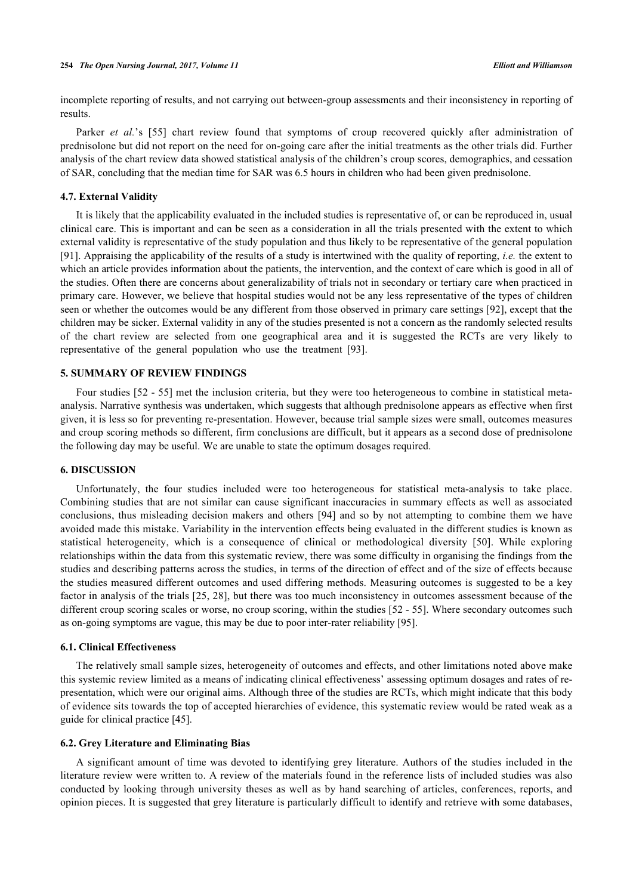incomplete reporting of results, and not carrying out between-group assessments and their inconsistency in reporting of results.

Parker *et al.*'s [55] chart review found that symptoms of croup recovered quickly after administration of prednisolone but did not report on the need for on-going care after the initial treatments as the other trials did. Further analysis of the chart review data showed statistical analysis of the children's croup scores, demographics, and cessation of SAR, concluding that the median time for SAR was 6.5 hours in children who had been given prednisolone.

### 4.7. External Validity

It is likely that the applicability evaluated in the included studies is representative of, or can be reproduced in, usual clinical care. This is important and can be seen as a consideration in all the trials presented with the extent to which external validity is representative of the study population and thus likely to be representative of the general population [91]. Appraising the applicability of the results of a study is intertwined with the quality of reporting, *i.e.* the extent to which an article provides information about the patients, the intervention, and the context of care which is good in all of the studies. Often there are concerns about generalizability of trials not in secondary or tertiary care when practiced in primary care. However, we believe that hospital studies would not be any less representative of the types of children seen or whether the outcomes would be any different from those observed in primary care settings [92], except that the children may be sicker. External validity in any of the studies presented is not a concern as the randomly selected results of the chart review are selected from one geographical area and it is suggested the RCTs are very likely to representative of the general population who use the treatment [93].

## 5. SUMMARY OF REVIEW FINDINGS

Four studies [52 - 55] met the inclusion criteria, but they were too heterogeneous to combine in statistical meta-analysis. Narrative synthesis was undertaken, which suggests that although prednisolone appears as effective when first given, it is less so for preventing re-presentation. However, because trial sample sizes were small, outcomes measures and croup scoring methods so different, firm conclusions are difficult, but it appears as a second dose of prednisolone the following day may be useful. We are unable to state the optimum dosages required.

## 6. DISCUSSION

Unfortunately, the four studies included were too heterogeneous for statistical meta-analysis to take place. Combining studies that are not similar can cause significant inaccuracies in summary effects as well as associated conclusions, thus misleading decision makers and others [94] and so by not attempting to combine them we have avoided made this mistake. Variability in the intervention effects being evaluated in the different studies is known as statistical heterogeneity, which is a consequence of clinical or methodological diversity [50]. While exploring relationships within the data from this systematic review, there was some difficulty in organising the findings from the studies and describing patterns across the studies, in terms of the direction of effect and of the size of effects because the studies measured different outcomes and used differing methods. Measuring outcomes is suggested to be a key factor in analysis of the trials [25, 28], but there was too much inconsistency in outcomes assessment because of the different croup scoring scales or worse, no croup scoring, within the studies [52 - 55]. Where secondary outcomes such as on-going symptoms are vague, this may be due to poor inter-rater reliability [95].

### 6.1. Clinical Effectiveness

The relatively small sample sizes, heterogeneity of outcomes and effects, and other limitations noted above make this systemic review limited as a means of indicating clinical effectiveness' assessing optimum dosages and rates of re-presentation, which were our original aims. Although three of the studies are RCTs, which might indicate that this body of evidence sits towards the top of accepted hierarchies of evidence, this systematic review would be rated weak as a guide for clinical practice [45].

### 6.2. Grey Literature and Eliminating Bias

A significant amount of time was devoted to identifying grey literature. Authors of the studies included in the literature review were written to. A review of the materials found in the reference lists of included studies was also conducted by looking through university theses as well as by hand searching of articles, conferences, reports, and opinion pieces. It is suggested that grey literature is particularly difficult to identify and retrieve with some databases,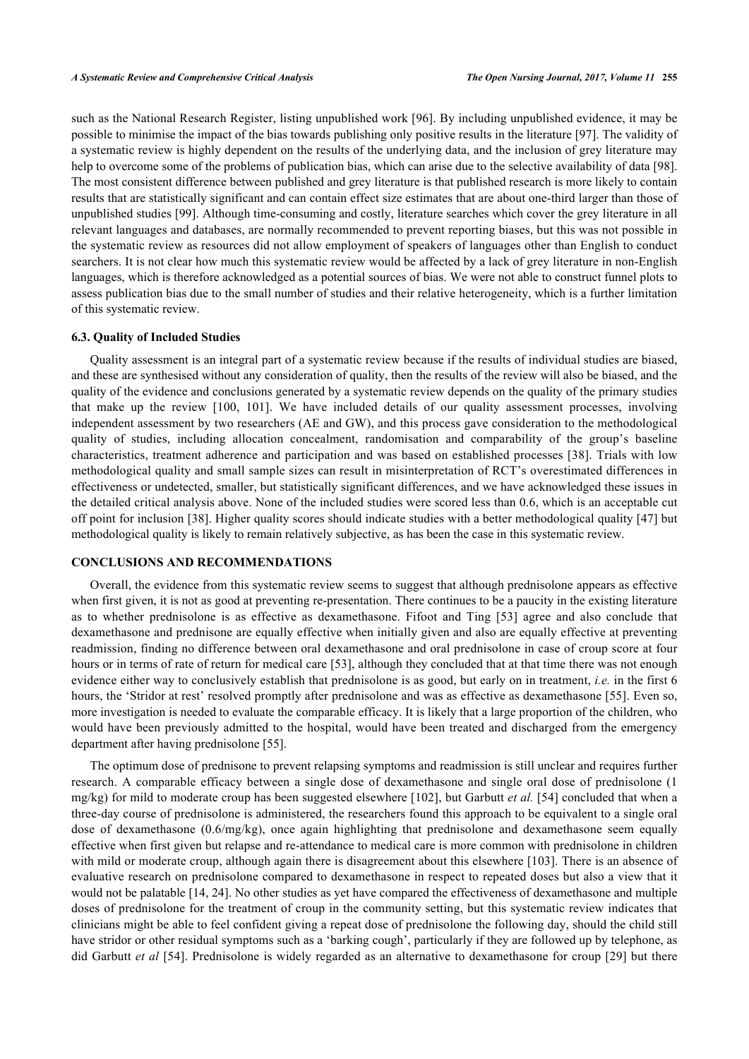such as the National Research Register, listing unpublished work [96]. By including unpublished evidence, it may be possible to minimise the impact of the bias towards publishing only positive results in the literature [97]. The validity of a systematic review is highly dependent on the results of the underlying data, and the inclusion of grey literature may help to overcome some of the problems of publication bias, which can arise due to the selective availability of data [98]. The most consistent difference between published and grey literature is that published research is more likely to contain results that are statistically significant and can contain effect size estimates that are about one-third larger than those of unpublished studies [99]. Although time-consuming and costly, literature searches which cover the grey literature in all relevant languages and databases, are normally recommended to prevent reporting biases, but this was not possible in the systematic review as resources did not allow employment of speakers of languages other than English to conduct searchers. It is not clear how much this systematic review would be affected by a lack of grey literature in non-English languages, which is therefore acknowledged as a potential sources of bias. We were not able to construct funnel plots to assess publication bias due to the small number of studies and their relative heterogeneity, which is a further limitation of this systematic review.

### 6.3. Quality of Included Studies

Quality assessment is an integral part of a systematic review because if the results of individual studies are biased, and these are synthesised without any consideration of quality, then the results of the review will also be biased, and the quality of the evidence and conclusions generated by a systematic review depends on the quality of the primary studies that make up the review [100, 101]. We have included details of our quality assessment processes, involving independent assessment by two researchers (AE and GW), and this process gave consideration to the methodological quality of studies, including allocation concealment, randomisation and comparability of the group's baseline characteristics, treatment adherence and participation and was based on established processes [38]. Trials with low methodological quality and small sample sizes can result in misinterpretation of RCT's overestimated differences in effectiveness or undetected, smaller, but statistically significant differences, and we have acknowledged these issues in the detailed critical analysis above. None of the included studies were scored less than 0.6, which is an acceptable cut off point for inclusion [38]. Higher quality scores should indicate studies with a better methodological quality [47] but methodological quality is likely to remain relatively subjective, as has been the case in this systematic review.

## CONCLUSIONS AND RECOMMENDATIONS

Overall, the evidence from this systematic review seems to suggest that although prednisolone appears as effective when first given, it is not as good at preventing re-presentation. There continues to be a paucity in the existing literature as to whether prednisolone is as effective as dexamethasone. Fifoot and Ting [53] agree and also conclude that dexamethasone and prednisone are equally effective when initially given and also are equally effective at preventing readmission, finding no difference between oral dexamethasone and oral prednisolone in case of croup score at four hours or in terms of rate of return for medical care [53], although they concluded that at that time there was not enough evidence either way to conclusively establish that prednisolone is as good, but early on in treatment, *i.e.* in the first 6 hours, the 'Stridor at rest' resolved promptly after prednisolone and was as effective as dexamethasone [55]. Even so, more investigation is needed to evaluate the comparable efficacy. It is likely that a large proportion of the children, who would have been previously admitted to the hospital, would have been treated and discharged from the emergency department after having prednisolone [55].

The optimum dose of prednisone to prevent relapsing symptoms and readmission is still unclear and requires further research. A comparable efficacy between a single dose of dexamethasone and single oral dose of prednisolone (1 mg/kg) for mild to moderate croup has been suggested elsewhere [102], but Garbutt *et al.* [54] concluded that when a three-day course of prednisolone is administered, the researchers found this approach to be equivalent to a single oral dose of dexamethasone (0.6/mg/kg), once again highlighting that prednisolone and dexamethasone seem equally effective when first given but relapse and re-attendance to medical care is more common with prednisolone in children with mild or moderate croup, although again there is disagreement about this elsewhere [103]. There is an absence of evaluative research on prednisolone compared to dexamethasone in respect to repeated doses but also a view that it would not be palatable [14, 24]. No other studies as yet have compared the effectiveness of dexamethasone and multiple doses of prednisolone for the treatment of croup in the community setting, but this systematic review indicates that clinicians might be able to feel confident giving a repeat dose of prednisolone the following day, should the child still have stridor or other residual symptoms such as a 'barking cough', particularly if they are followed up by telephone, as did Garbutt *et al* [54]. Prednisolone is widely regarded as an alternative to dexamethasone for croup [29] but there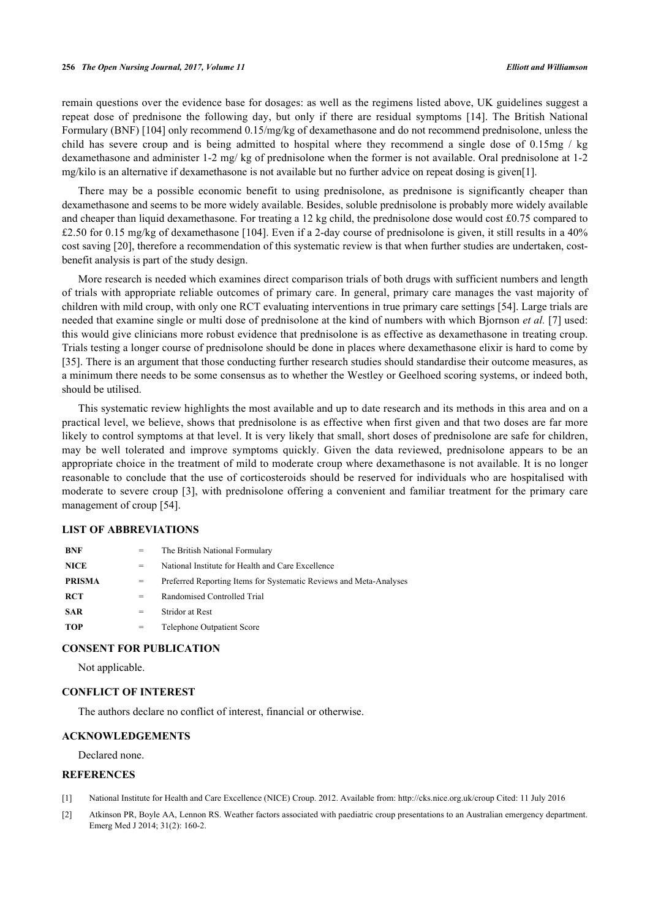remain questions over the evidence base for dosages: as well as the regimens listed above, UK guidelines suggest a repeat dose of prednisone the following day, but only if there are residual symptoms [14]. The British National Formulary (BNF) [104] only recommend 0.15/mg/kg of dexamethasone and do not recommend prednisolone, unless the child has severe croup and is being admitted to hospital where they recommend a single dose of 0.15mg / kg dexamethasone and administer 1-2 mg/ kg of prednisolone when the former is not available. Oral prednisolone at 1-2 mg/kilo is an alternative if dexamethasone is not available but no further advice on repeat dosing is given[1].

There may be a possible economic benefit to using prednisolone, as prednisone is significantly cheaper than dexamethasone and seems to be more widely available. Besides, soluble prednisolone is probably more widely available and cheaper than liquid dexamethasone. For treating a 12 kg child, the prednisolone dose would cost £0.75 compared to £2.50 for 0.15 mg/kg of dexamethasone [104]. Even if a 2-day course of prednisolone is given, it still results in a 40% cost saving [20], therefore a recommendation of this systematic review is that when further studies are undertaken, cost-benefit analysis is part of the study design.

More research is needed which examines direct comparison trials of both drugs with sufficient numbers and length of trials with appropriate reliable outcomes of primary care. In general, primary care manages the vast majority of children with mild croup, with only one RCT evaluating interventions in true primary care settings [54]. Large trials are needed that examine single or multi dose of prednisolone at the kind of numbers with which Bjornson *et al.* [7] used: this would give clinicians more robust evidence that prednisolone is as effective as dexamethasone in treating croup. Trials testing a longer course of prednisolone should be done in places where dexamethasone elixir is hard to come by [35]. There is an argument that those conducting further research studies should standardise their outcome measures, as a minimum there needs to be some consensus as to whether the Westley or Geelhoed scoring systems, or indeed both, should be utilised.

This systematic review highlights the most available and up to date research and its methods in this area and on a practical level, we believe, shows that prednisolone is as effective when first given and that two doses are far more likely to control symptoms at that level. It is very likely that small, short doses of prednisolone are safe for children, may be well tolerated and improve symptoms quickly. Given the data reviewed, prednisolone appears to be an appropriate choice in the treatment of mild to moderate croup where dexamethasone is not available. It is no longer reasonable to conclude that the use of corticosteroids should be reserved for individuals who are hospitalised with moderate to severe croup [3], with prednisolone offering a convenient and familiar treatment for the primary care management of croup [54].

## LIST OF ABBREVIATIONS

| | | |
|---|---|---|
| **BNF** | = | The British National Formulary |
| **NICE** | = | National Institute for Health and Care Excellence |
| **PRISMA** | = | Preferred Reporting Items for Systematic Reviews and Meta-Analyses |
| **RCT** | = | Randomised Controlled Trial |
| **SAR** | = | Stridor at Rest |
| **TOP** | = | Telephone Outpatient Score |

## CONSENT FOR PUBLICATION

Not applicable.

## CONFLICT OF INTEREST

The authors declare no conflict of interest, financial or otherwise.

## ACKNOWLEDGEMENTS

Declared none.

## REFERENCES

[1] National Institute for Health and Care Excellence (NICE) Croup. 2012. Available from: http://cks.nice.org.uk/croup Cited: 11 July 2016

[2] Atkinson PR, Boyle AA, Lennon RS. Weather factors associated with paediatric croup presentations to an Australian emergency department. Emerg Med J 2014; 31(2): 160-2.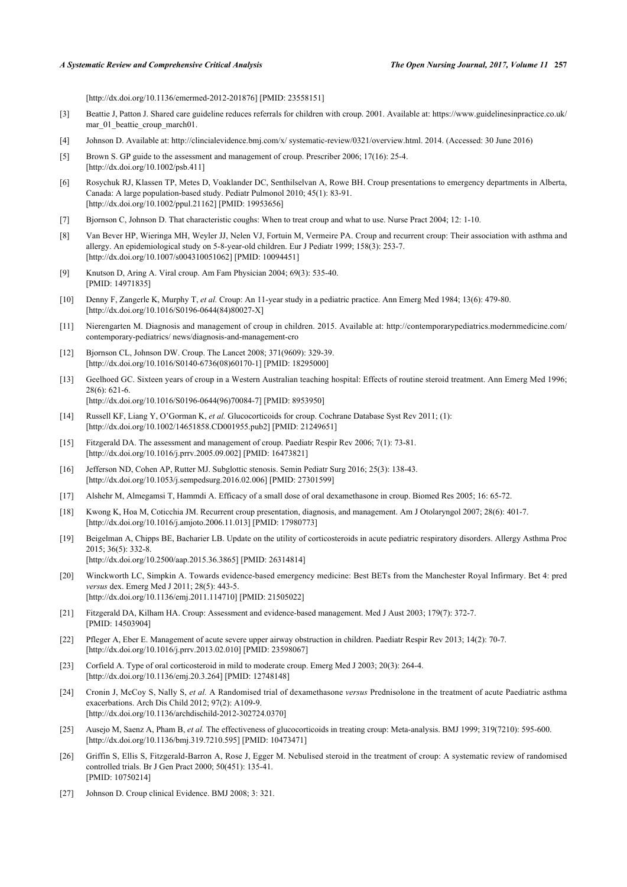[http://dx.doi.org/10.1136/emermed-2012-201876] [PMID: 23558151]

[3] Beattie J, Patton J. Shared care guideline reduces referrals for children with croup. 2001. Available at: https://www.guidelinesinpractice.co.uk/mar_01_beattie_croup_march01.

[4] Johnson D. Available at: http://clincialevidence.bmj.com/x/ systematic-review/0321/overview.html. 2014. (Accessed: 30 June 2016)

[5] Brown S. GP guide to the assessment and management of croup. Prescriber 2006; 17(16): 25-4. [http://dx.doi.org/10.1002/psb.411]

[6] Rosychuk RJ, Klassen TP, Metes D, Voaklander DC, Senthilselvan A, Rowe BH. Croup presentations to emergency departments in Alberta, Canada: A large population-based study. Pediatr Pulmonol 2010; 45(1): 83-91. [http://dx.doi.org/10.1002/ppul.21162] [PMID: 19953656]

[7] Bjornson C, Johnson D. That characteristic coughs: When to treat croup and what to use. Nurse Pract 2004; 12: 1-10.

[8] Van Bever HP, Wieringa MH, Weyler JJ, Nelen VJ, Fortuin M, Vermeire PA. Croup and recurrent croup: Their association with asthma and allergy. An epidemiological study on 5-8-year-old children. Eur J Pediatr 1999; 158(3): 253-7. [http://dx.doi.org/10.1007/s004310051062] [PMID: 10094451]

[9] Knutson D, Aring A. Viral croup. Am Fam Physician 2004; 69(3): 535-40. [PMID: 14971835]

[10] Denny F, Zangerle K, Murphy T, *et al.* Croup: An 11-year study in a pediatric practice. Ann Emerg Med 1984; 13(6): 479-80. [http://dx.doi.org/10.1016/S0196-0644(84)80027-X]

[11] Nierengarten M. Diagnosis and management of croup in children. 2015. Available at: http://contemporarypediatrics.modernmedicine.com/contemporary-pediatrics/ news/diagnosis-and-management-cro

[12] Bjornson CL, Johnson DW. Croup. The Lancet 2008; 371(9609): 329-39. [http://dx.doi.org/10.1016/S0140-6736(08)60170-1] [PMID: 18295000]

[13] Geelhoed GC. Sixteen years of croup in a Western Australian teaching hospital: Effects of routine steroid treatment. Ann Emerg Med 1996; 28(6): 621-6. [http://dx.doi.org/10.1016/S0196-0644(96)70084-7] [PMID: 8953950]

[14] Russell KF, Liang Y, O'Gorman K, *et al.* Glucocorticoids for croup. Cochrane Database Syst Rev 2011; (1): [http://dx.doi.org/10.1002/14651858.CD001955.pub2] [PMID: 21249651]

[15] Fitzgerald DA. The assessment and management of croup. Paediatr Respir Rev 2006; 7(1): 73-81. [http://dx.doi.org/10.1016/j.prrv.2005.09.002] [PMID: 16473821]

[16] Jefferson ND, Cohen AP, Rutter MJ. Subglottic stenosis. Semin Pediatr Surg 2016; 25(3): 138-43. [http://dx.doi.org/10.1053/j.sempedsurg.2016.02.006] [PMID: 27301599]

[17] Alshehr M, Almegamsi T, Hammdi A. Efficacy of a small dose of oral dexamethasone in croup. Biomed Res 2005; 16: 65-72.

[18] Kwong K, Hoa M, Coticchia JM. Recurrent croup presentation, diagnosis, and management. Am J Otolaryngol 2007; 28(6): 401-7. [http://dx.doi.org/10.1016/j.amjoto.2006.11.013] [PMID: 17980773]

[19] Beigelman A, Chipps BE, Bacharier LB. Update on the utility of corticosteroids in acute pediatric respiratory disorders. Allergy Asthma Proc 2015; 36(5): 332-8. [http://dx.doi.org/10.2500/aap.2015.36.3865] [PMID: 26314814]

[20] Winckworth LC, Simpkin A. Towards evidence-based emergency medicine: Best BETs from the Manchester Royal Infirmary. Bet 4: pred *versus* dex. Emerg Med J 2011; 28(5): 443-5. [http://dx.doi.org/10.1136/emj.2011.114710] [PMID: 21505022]

[21] Fitzgerald DA, Kilham HA. Croup: Assessment and evidence-based management. Med J Aust 2003; 179(7): 372-7. [PMID: 14503904]

[22] Pfleger A, Eber E. Management of acute severe upper airway obstruction in children. Paediatr Respir Rev 2013; 14(2): 70-7. [http://dx.doi.org/10.1016/j.prrv.2013.02.010] [PMID: 23598067]

[23] Corfield A. Type of oral corticosteroid in mild to moderate croup. Emerg Med J 2003; 20(3): 264-4. [http://dx.doi.org/10.1136/emj.20.3.264] [PMID: 12748148]

[24] Cronin J, McCoy S, Nally S, *et al.* A Randomised trial of dexamethasone *versus* Prednisolone in the treatment of acute Paediatric asthma exacerbations. Arch Dis Child 2012; 97(2): A109-9. [http://dx.doi.org/10.1136/archdischild-2012-302724.0370]

[25] Ausejo M, Saenz A, Pham B, *et al.* The effectiveness of glucocorticoids in treating croup: Meta-analysis. BMJ 1999; 319(7210): 595-600. [http://dx.doi.org/10.1136/bmj.319.7210.595] [PMID: 10473471]

[26] Griffin S, Ellis S, Fitzgerald-Barron A, Rose J, Egger M. Nebulised steroid in the treatment of croup: A systematic review of randomised controlled trials. Br J Gen Pract 2000; 50(451): 135-41. [PMID: 10750214]

[27] Johnson D. Croup clinical Evidence. BMJ 2008; 3: 321.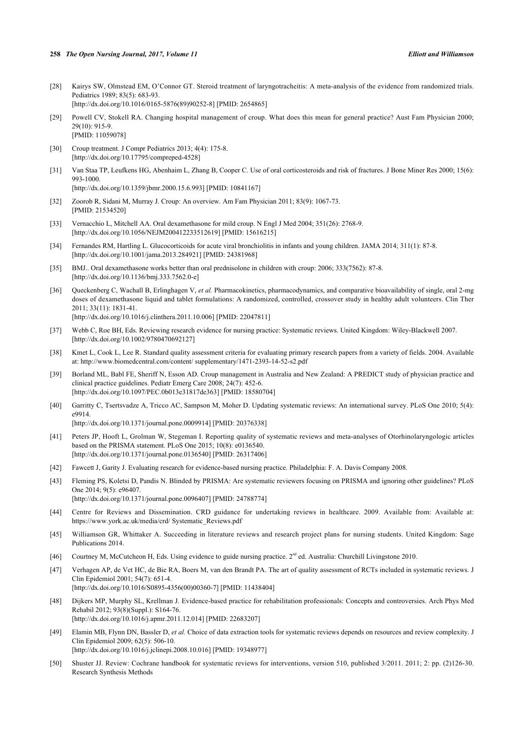[28] Kairys SW, Olmstead EM, O'Connor GT. Steroid treatment of laryngotracheitis: A meta-analysis of the evidence from randomized trials. Pediatrics 1989; 83(5): 683-93.
[http://dx.doi.org/10.1016/0165-5876(89)90252-8] [PMID: 2654865]

[29] Powell CV, Stokell RA. Changing hospital management of croup. What does this mean for general practice? Aust Fam Physician 2000; 29(10): 915-9.
[PMID: 11059078]

[30] Croup treatment. J Compr Pediatrics 2013; 4(4): 175-8.
[http://dx.doi.org/10.17795/compreped-4528]

[31] Van Staa TP, Leufkens HG, Abenhaim L, Zhang B, Cooper C. Use of oral corticosteroids and risk of fractures. J Bone Miner Res 2000; 15(6): 993-1000.
[http://dx.doi.org/10.1359/jbmr.2000.15.6.993] [PMID: 10841167]

[32] Zoorob R, Sidani M, Murray J. Croup: An overview. Am Fam Physician 2011; 83(9): 1067-73.
[PMID: 21534520]

[33] Vernacchio L, Mitchell AA. Oral dexamethasone for mild croup. N Engl J Med 2004; 351(26): 2768-9.
[http://dx.doi.org/10.1056/NEJM200412233512619] [PMID: 15616215]

[34] Fernandes RM, Hartling L. Glucocorticoids for acute viral bronchiolitis in infants and young children. JAMA 2014; 311(1): 87-8.
[http://dx.doi.org/10.1001/jama.2013.284921] [PMID: 24381968]

[35] BMJ.. Oral dexamethasone works better than oral prednisolone in children with croup: 2006; 333(7562): 87-8.
[http://dx.doi.org/10.1136/bmj.333.7562.0-e]

[36] Queckenberg C, Wachall B, Erlinghagen V, *et al.* Pharmacokinetics, pharmacodynamics, and comparative bioavailability of single, oral 2-mg doses of dexamethasone liquid and tablet formulations: A randomized, controlled, crossover study in healthy adult volunteers. Clin Ther 2011; 33(11): 1831-41.
[http://dx.doi.org/10.1016/j.clinthera.2011.10.006] [PMID: 22047811]

[37] Webb C, Roe BH, Eds. Reviewing research evidence for nursing practice: Systematic reviews. United Kingdom: Wiley-Blackwell 2007.
[http://dx.doi.org/10.1002/9780470692127]

[38] Kmet L, Cook L, Lee R. Standard quality assessment criteria for evaluating primary research papers from a variety of fields. 2004. Available at: http://www.biomedcentral.com/content/ supplementary/1471-2393-14-52-s2.pdf

[39] Borland ML, Babl FE, Sheriff N, Esson AD. Croup management in Australia and New Zealand: A PREDICT study of physician practice and clinical practice guidelines. Pediatr Emerg Care 2008; 24(7): 452-6.
[http://dx.doi.org/10.1097/PEC.0b013e31817de363] [PMID: 18580704]

[40] Garritty C, Tsertsvadze A, Tricco AC, Sampson M, Moher D. Updating systematic reviews: An international survey. PLoS One 2010; 5(4): e9914.
[http://dx.doi.org/10.1371/journal.pone.0009914] [PMID: 20376338]

[41] Peters JP, Hooft L, Grolman W, Stegeman I. Reporting quality of systematic reviews and meta-analyses of Otorhinolaryngologic articles based on the PRISMA statement. PLoS One 2015; 10(8): e0136540.
[http://dx.doi.org/10.1371/journal.pone.0136540] [PMID: 26317406]

[42] Fawcett J, Garity J. Evaluating research for evidence-based nursing practice. Philadelphia: F. A. Davis Company 2008.

[43] Fleming PS, Koletsi D, Pandis N. Blinded by PRISMA: Are systematic reviewers focusing on PRISMA and ignoring other guidelines? PLoS One 2014; 9(5): e96407.
[http://dx.doi.org/10.1371/journal.pone.0096407] [PMID: 24788774]

[44] Centre for Reviews and Dissemination. CRD guidance for undertaking reviews in healthcare. 2009. Available from: Available at: https://www.york.ac.uk/media/crd/ Systematic_Reviews.pdf

[45] Williamson GR, Whittaker A. Succeeding in literature reviews and research project plans for nursing students. United Kingdom: Sage Publications 2014.

[46] Courtney M, McCutcheon H, Eds. Using evidence to guide nursing practice. 2nd ed. Australia: Churchill Livingstone 2010.

[47] Verhagen AP, de Vet HC, de Bie RA, Boers M, van den Brandt PA. The art of quality assessment of RCTs included in systematic reviews. J Clin Epidemiol 2001; 54(7): 651-4.
[http://dx.doi.org/10.1016/S0895-4356(00)00360-7] [PMID: 11438404]

[48] Dijkers MP, Murphy SL, Krellman J. Evidence-based practice for rehabilitation professionals: Concepts and controversies. Arch Phys Med Rehabil 2012; 93(8)(Suppl.): S164-76.
[http://dx.doi.org/10.1016/j.apmr.2011.12.014] [PMID: 22683207]

[49] Elamin MB, Flynn DN, Bassler D, *et al.* Choice of data extraction tools for systematic reviews depends on resources and review complexity. J Clin Epidemiol 2009; 62(5): 506-10.
[http://dx.doi.org/10.1016/j.jclinepi.2008.10.016] [PMID: 19348977]

[50] Shuster JJ. Review: Cochrane handbook for systematic reviews for interventions, version 510, published 3/2011. 2011; 2: pp. (2)126-30. Research Synthesis Methods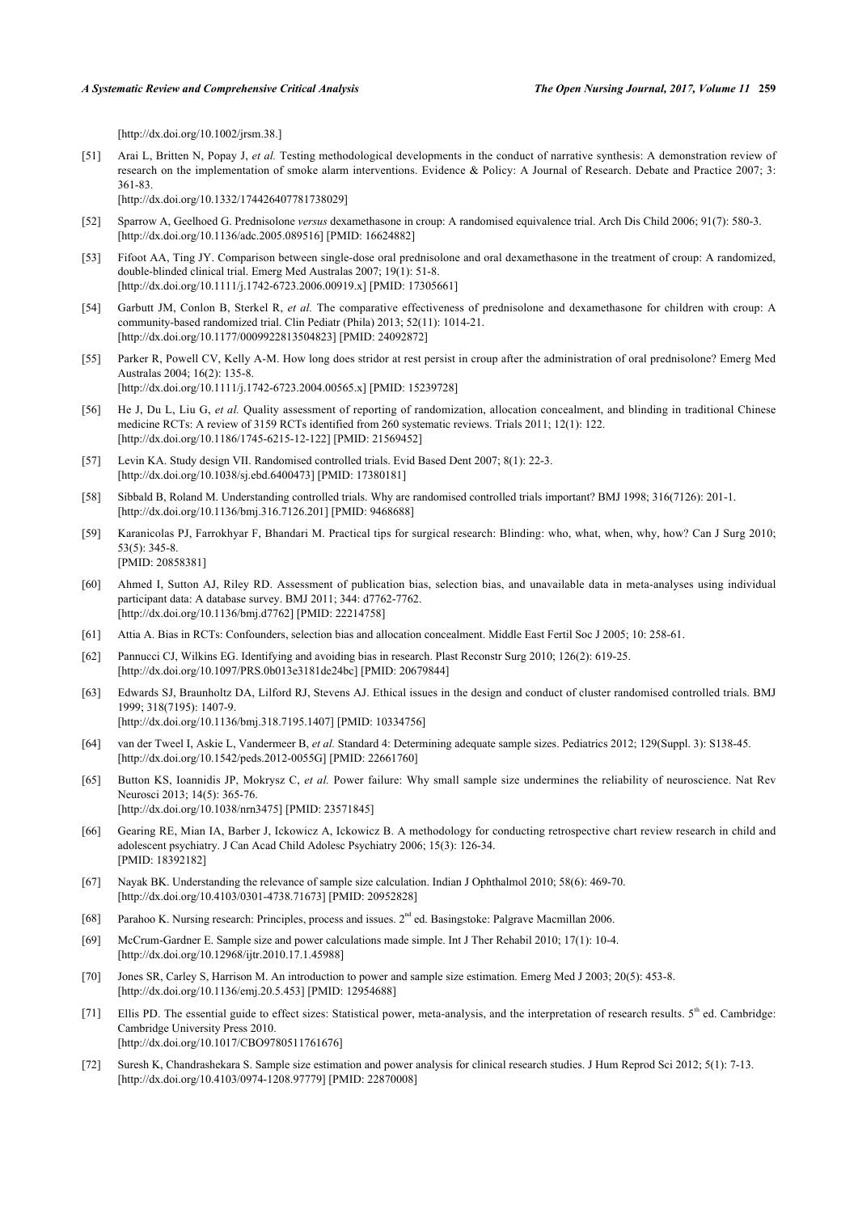[http://dx.doi.org/10.1002/jrsm.38.]

[51] Arai L, Britten N, Popay J, *et al.* Testing methodological developments in the conduct of narrative synthesis: A demonstration review of research on the implementation of smoke alarm interventions. Evidence & Policy: A Journal of Research. Debate and Practice 2007; 3: 361-83.
[http://dx.doi.org/10.1332/174426407781738029]

[52] Sparrow A, Geelhoed G. Prednisolone *versus* dexamethasone in croup: A randomised equivalence trial. Arch Dis Child 2006; 91(7): 580-3. [http://dx.doi.org/10.1136/adc.2005.089516] [PMID: 16624882]

[53] Fifoot AA, Ting JY. Comparison between single-dose oral prednisolone and oral dexamethasone in the treatment of croup: A randomized, double-blinded clinical trial. Emerg Med Australas 2007; 19(1): 51-8.
[http://dx.doi.org/10.1111/j.1742-6723.2006.00919.x] [PMID: 17305661]

[54] Garbutt JM, Conlon B, Sterkel R, *et al.* The comparative effectiveness of prednisolone and dexamethasone for children with croup: A community-based randomized trial. Clin Pediatr (Phila) 2013; 52(11): 1014-21.
[http://dx.doi.org/10.1177/0009922813504823] [PMID: 24092872]

[55] Parker R, Powell CV, Kelly A-M. How long does stridor at rest persist in croup after the administration of oral prednisolone? Emerg Med Australas 2004; 16(2): 135-8.
[http://dx.doi.org/10.1111/j.1742-6723.2004.00565.x] [PMID: 15239728]

[56] He J, Du L, Liu G, *et al.* Quality assessment of reporting of randomization, allocation concealment, and blinding in traditional Chinese medicine RCTs: A review of 3159 RCTs identified from 260 systematic reviews. Trials 2011; 12(1): 122.
[http://dx.doi.org/10.1186/1745-6215-12-122] [PMID: 21569452]

[57] Levin KA. Study design VII. Randomised controlled trials. Evid Based Dent 2007; 8(1): 22-3.
[http://dx.doi.org/10.1038/sj.ebd.6400473] [PMID: 17380181]

[58] Sibbald B, Roland M. Understanding controlled trials. Why are randomised controlled trials important? BMJ 1998; 316(7126): 201-1.
[http://dx.doi.org/10.1136/bmj.316.7126.201] [PMID: 9468688]

[59] Karanicolas PJ, Farrokhyar F, Bhandari M. Practical tips for surgical research: Blinding: who, what, when, why, how? Can J Surg 2010; 53(5): 345-8.
[PMID: 20858381]

[60] Ahmed I, Sutton AJ, Riley RD. Assessment of publication bias, selection bias, and unavailable data in meta-analyses using individual participant data: A database survey. BMJ 2011; 344: d7762-7762.
[http://dx.doi.org/10.1136/bmj.d7762] [PMID: 22214758]

[61] Attia A. Bias in RCTs: Confounders, selection bias and allocation concealment. Middle East Fertil Soc J 2005; 10: 258-61.

[62] Pannucci CJ, Wilkins EG. Identifying and avoiding bias in research. Plast Reconstr Surg 2010; 126(2): 619-25.
[http://dx.doi.org/10.1097/PRS.0b013e3181de24bc] [PMID: 20679844]

[63] Edwards SJ, Braunholtz DA, Lilford RJ, Stevens AJ. Ethical issues in the design and conduct of cluster randomised controlled trials. BMJ 1999; 318(7195): 1407-9.
[http://dx.doi.org/10.1136/bmj.318.7195.1407] [PMID: 10334756]

[64] van der Tweel I, Askie L, Vandermeer B, *et al.* Standard 4: Determining adequate sample sizes. Pediatrics 2012; 129(Suppl. 3): S138-45.
[http://dx.doi.org/10.1542/peds.2012-0055G] [PMID: 22661760]

[65] Button KS, Ioannidis JP, Mokrysz C, *et al.* Power failure: Why small sample size undermines the reliability of neuroscience. Nat Rev Neurosci 2013; 14(5): 365-76.
[http://dx.doi.org/10.1038/nrn3475] [PMID: 23571845]

[66] Gearing RE, Mian IA, Barber J, Ickowicz A, Ickowicz B. A methodology for conducting retrospective chart review research in child and adolescent psychiatry. J Can Acad Child Adolesc Psychiatry 2006; 15(3): 126-34.
[PMID: 18392182]

[67] Nayak BK. Understanding the relevance of sample size calculation. Indian J Ophthalmol 2010; 58(6): 469-70.
[http://dx.doi.org/10.4103/0301-4738.71673] [PMID: 20952828]

[68] Parahoo K. Nursing research: Principles, process and issues. 2nd ed. Basingstoke: Palgrave Macmillan 2006.

[69] McCrum-Gardner E. Sample size and power calculations made simple. Int J Ther Rehabil 2010; 17(1): 10-4.
[http://dx.doi.org/10.12968/ijtr.2010.17.1.45988]

[70] Jones SR, Carley S, Harrison M. An introduction to power and sample size estimation. Emerg Med J 2003; 20(5): 453-8.
[http://dx.doi.org/10.1136/emj.20.5.453] [PMID: 12954688]

[71] Ellis PD. The essential guide to effect sizes: Statistical power, meta-analysis, and the interpretation of research results. 5th ed. Cambridge: Cambridge University Press 2010.
[http://dx.doi.org/10.1017/CBO9780511761676]

[72] Suresh K, Chandrashekara S. Sample size estimation and power analysis for clinical research studies. J Hum Reprod Sci 2012; 5(1): 7-13.
[http://dx.doi.org/10.4103/0974-1208.97779] [PMID: 22870008]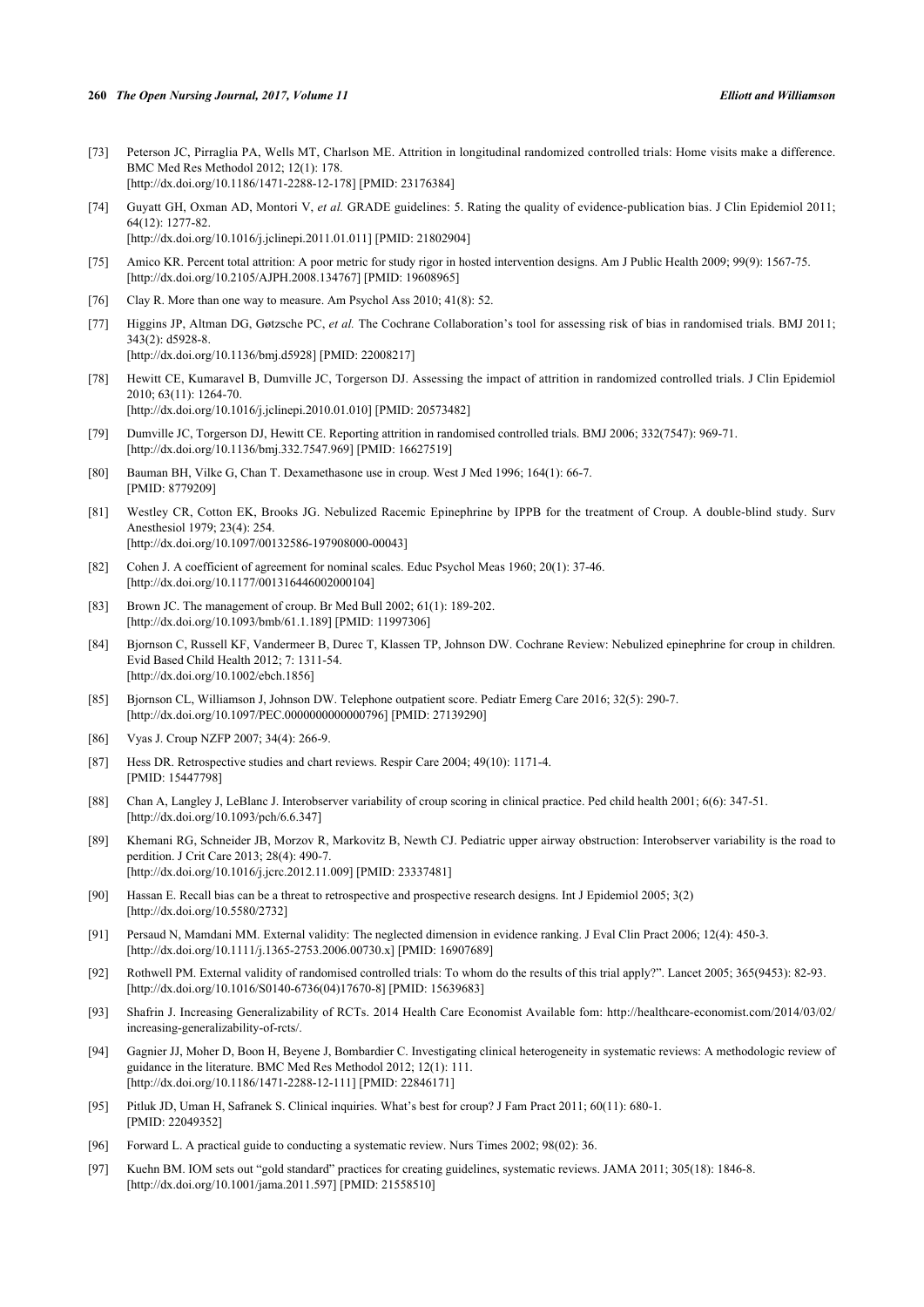[73] Peterson JC, Pirraglia PA, Wells MT, Charlson ME. Attrition in longitudinal randomized controlled trials: Home visits make a difference. BMC Med Res Methodol 2012; 12(1): 178.
[http://dx.doi.org/10.1186/1471-2288-12-178] [PMID: 23176384]

[74] Guyatt GH, Oxman AD, Montori V, *et al.* GRADE guidelines: 5. Rating the quality of evidence-publication bias. J Clin Epidemiol 2011; 64(12): 1277-82.
[http://dx.doi.org/10.1016/j.jclinepi.2011.01.011] [PMID: 21802904]

[75] Amico KR. Percent total attrition: A poor metric for study rigor in hosted intervention designs. Am J Public Health 2009; 99(9): 1567-75.
[http://dx.doi.org/10.2105/AJPH.2008.134767] [PMID: 19608965]

[76] Clay R. More than one way to measure. Am Psychol Ass 2010; 41(8): 52.

[77] Higgins JP, Altman DG, Gøtzsche PC, *et al.* The Cochrane Collaboration's tool for assessing risk of bias in randomised trials. BMJ 2011; 343(2): d5928-8.
[http://dx.doi.org/10.1136/bmj.d5928] [PMID: 22008217]

[78] Hewitt CE, Kumaravel B, Dumville JC, Torgerson DJ. Assessing the impact of attrition in randomized controlled trials. J Clin Epidemiol 2010; 63(11): 1264-70.
[http://dx.doi.org/10.1016/j.jclinepi.2010.01.010] [PMID: 20573482]

[79] Dumville JC, Torgerson DJ, Hewitt CE. Reporting attrition in randomised controlled trials. BMJ 2006; 332(7547): 969-71.
[http://dx.doi.org/10.1136/bmj.332.7547.969] [PMID: 16627519]

[80] Bauman BH, Vilke G, Chan T. Dexamethasone use in croup. West J Med 1996; 164(1): 66-7.
[PMID: 8779209]

[81] Westley CR, Cotton EK, Brooks JG. Nebulized Racemic Epinephrine by IPPB for the treatment of Croup. A double-blind study. Surv Anesthesiol 1979; 23(4): 254.
[http://dx.doi.org/10.1097/00132586-197908000-00043]

[82] Cohen J. A coefficient of agreement for nominal scales. Educ Psychol Meas 1960; 20(1): 37-46.
[http://dx.doi.org/10.1177/001316446002000104]

[83] Brown JC. The management of croup. Br Med Bull 2002; 61(1): 189-202.
[http://dx.doi.org/10.1093/bmb/61.1.189] [PMID: 11997306]

[84] Bjornson C, Russell KF, Vandermeer B, Durec T, Klassen TP, Johnson DW. Cochrane Review: Nebulized epinephrine for croup in children. Evid Based Child Health 2012; 7: 1311-54.
[http://dx.doi.org/10.1002/ebch.1856]

[85] Bjornson CL, Williamson J, Johnson DW. Telephone outpatient score. Pediatr Emerg Care 2016; 32(5): 290-7.
[http://dx.doi.org/10.1097/PEC.0000000000000796] [PMID: 27139290]

[86] Vyas J. Croup NZFP 2007; 34(4): 266-9.

[87] Hess DR. Retrospective studies and chart reviews. Respir Care 2004; 49(10): 1171-4.
[PMID: 15447798]

[88] Chan A, Langley J, LeBlanc J. Interobserver variability of croup scoring in clinical practice. Ped child health 2001; 6(6): 347-51.
[http://dx.doi.org/10.1093/pch/6.6.347]

[89] Khemani RG, Schneider JB, Morzov R, Markovitz B, Newth CJ. Pediatric upper airway obstruction: Interobserver variability is the road to perdition. J Crit Care 2013; 28(4): 490-7.
[http://dx.doi.org/10.1016/j.jcrc.2012.11.009] [PMID: 23337481]

[90] Hassan E. Recall bias can be a threat to retrospective and prospective research designs. Int J Epidemiol 2005; 3(2)
[http://dx.doi.org/10.5580/2732]

[91] Persaud N, Mamdani MM. External validity: The neglected dimension in evidence ranking. J Eval Clin Pract 2006; 12(4): 450-3.
[http://dx.doi.org/10.1111/j.1365-2753.2006.00730.x] [PMID: 16907689]

[92] Rothwell PM. External validity of randomised controlled trials: To whom do the results of this trial apply?". Lancet 2005; 365(9453): 82-93.
[http://dx.doi.org/10.1016/S0140-6736(04)17670-8] [PMID: 15639683]

[93] Shafrin J. Increasing Generalizability of RCTs. 2014 Health Care Economist Available fom: http://healthcare-economist.com/2014/03/02/increasing-generalizability-of-rcts/.

[94] Gagnier JJ, Moher D, Boon H, Beyene J, Bombardier C. Investigating clinical heterogeneity in systematic reviews: A methodologic review of guidance in the literature. BMC Med Res Methodol 2012; 12(1): 111.
[http://dx.doi.org/10.1186/1471-2288-12-111] [PMID: 22846171]

[95] Pitluk JD, Uman H, Safranek S. Clinical inquiries. What's best for croup? J Fam Pract 2011; 60(11): 680-1.
[PMID: 22049352]

[96] Forward L. A practical guide to conducting a systematic review. Nurs Times 2002; 98(02): 36.

[97] Kuehn BM. IOM sets out "gold standard" practices for creating guidelines, systematic reviews. JAMA 2011; 305(18): 1846-8.
[http://dx.doi.org/10.1001/jama.2011.597] [PMID: 21558510]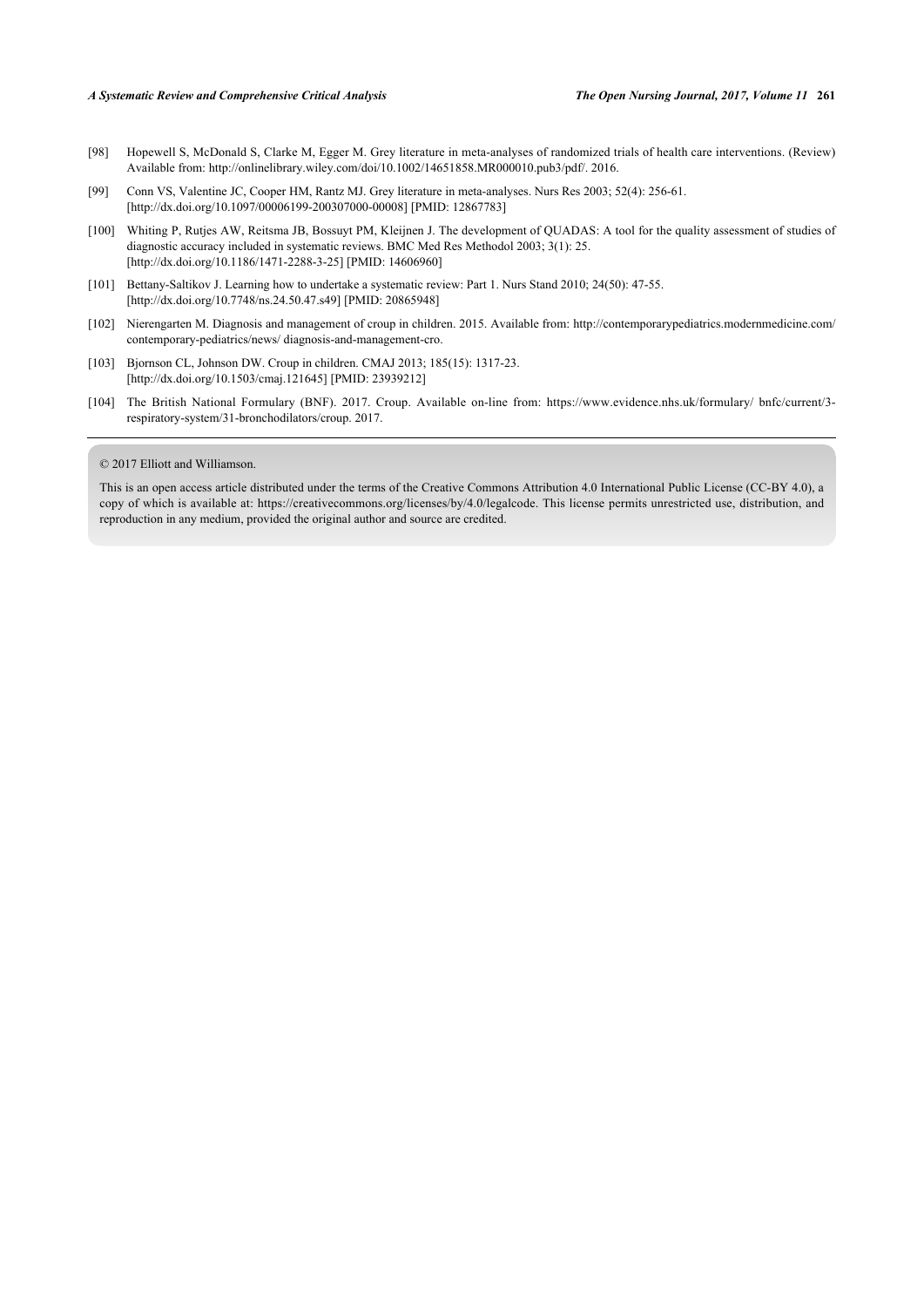[98] Hopewell S, McDonald S, Clarke M, Egger M. Grey literature in meta-analyses of randomized trials of health care interventions. (Review) Available from: http://onlinelibrary.wiley.com/doi/10.1002/14651858.MR000010.pub3/pdf/. 2016.

[99] Conn VS, Valentine JC, Cooper HM, Rantz MJ. Grey literature in meta-analyses. Nurs Res 2003; 52(4): 256-61. [http://dx.doi.org/10.1097/00006199-200307000-00008] [PMID: 12867783]

[100] Whiting P, Rutjes AW, Reitsma JB, Bossuyt PM, Kleijnen J. The development of QUADAS: A tool for the quality assessment of studies of diagnostic accuracy included in systematic reviews. BMC Med Res Methodol 2003; 3(1): 25. [http://dx.doi.org/10.1186/1471-2288-3-25] [PMID: 14606960]

[101] Bettany-Saltikov J. Learning how to undertake a systematic review: Part 1. Nurs Stand 2010; 24(50): 47-55. [http://dx.doi.org/10.7748/ns.24.50.47.s49] [PMID: 20865948]

[102] Nierengarten M. Diagnosis and management of croup in children. 2015. Available from: http://contemporarypediatrics.modernmedicine.com/contemporary-pediatrics/news/ diagnosis-and-management-cro.

[103] Bjornson CL, Johnson DW. Croup in children. CMAJ 2013; 185(15): 1317-23. [http://dx.doi.org/10.1503/cmaj.121645] [PMID: 23939212]

[104] The British National Formulary (BNF). 2017. Croup. Available on-line from: https://www.evidence.nhs.uk/formulary/ bnfc/current/3-respiratory-system/31-bronchodilators/croup. 2017.

© 2017 Elliott and Williamson.

This is an open access article distributed under the terms of the Creative Commons Attribution 4.0 International Public License (CC-BY 4.0), a copy of which is available at: https://creativecommons.org/licenses/by/4.0/legalcode. This license permits unrestricted use, distribution, and reproduction in any medium, provided the original author and source are credited.